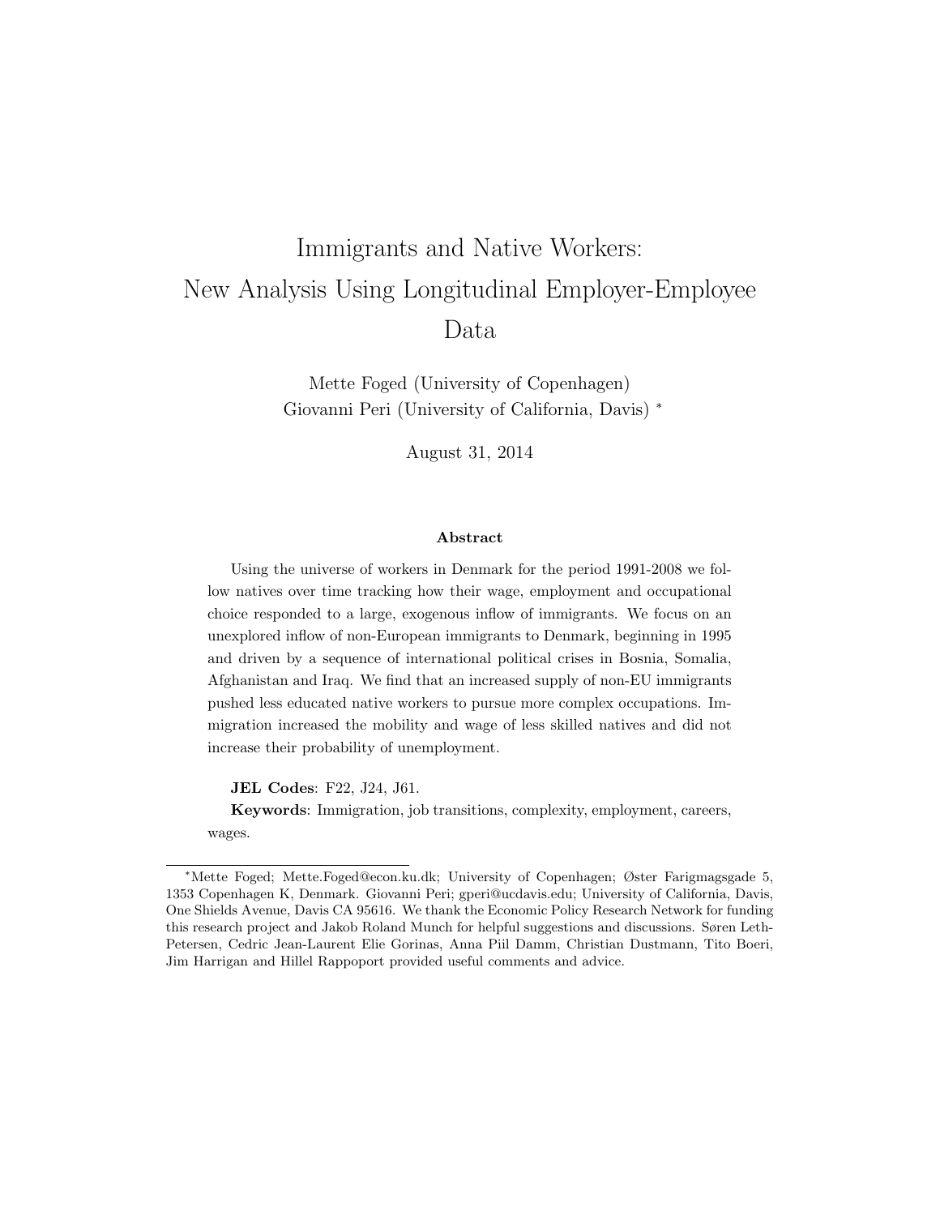# Immigrants and Native Workers: New Analysis Using Longitudinal Employer-Employee Data

Mette Foged (University of Copenhagen)
Giovanni Peri (University of California, Davis) *

August 31, 2014

### Abstract

Using the universe of workers in Denmark for the period 1991-2008 we follow natives over time tracking how their wage, employment and occupational choice responded to a large, exogenous inflow of immigrants. We focus on an unexplored inflow of non-European immigrants to Denmark, beginning in 1995 and driven by a sequence of international political crises in Bosnia, Somalia, Afghanistan and Iraq. We find that an increased supply of non-EU immigrants pushed less educated native workers to pursue more complex occupations. Immigration increased the mobility and wage of less skilled natives and did not increase their probability of unemployment.

**JEL Codes**: F22, J24, J61.

**Keywords**: Immigration, job transitions, complexity, employment, careers, wages.

---

*Mette Foged; Mette.Foged@econ.ku.dk; University of Copenhagen; Øster Farigmagsgade 5, 1353 Copenhagen K, Denmark. Giovanni Peri; gperi@ucdavis.edu; University of California, Davis, One Shields Avenue, Davis CA 95616. We thank the Economic Policy Research Network for funding this research project and Jakob Roland Munch for helpful suggestions and discussions. Søren Leth-Petersen, Cedric Jean-Laurent Elie Gorinas, Anna Piil Damm, Christian Dustmann, Tito Boeri, Jim Harrigan and Hillel Rappoport provided useful comments and advice.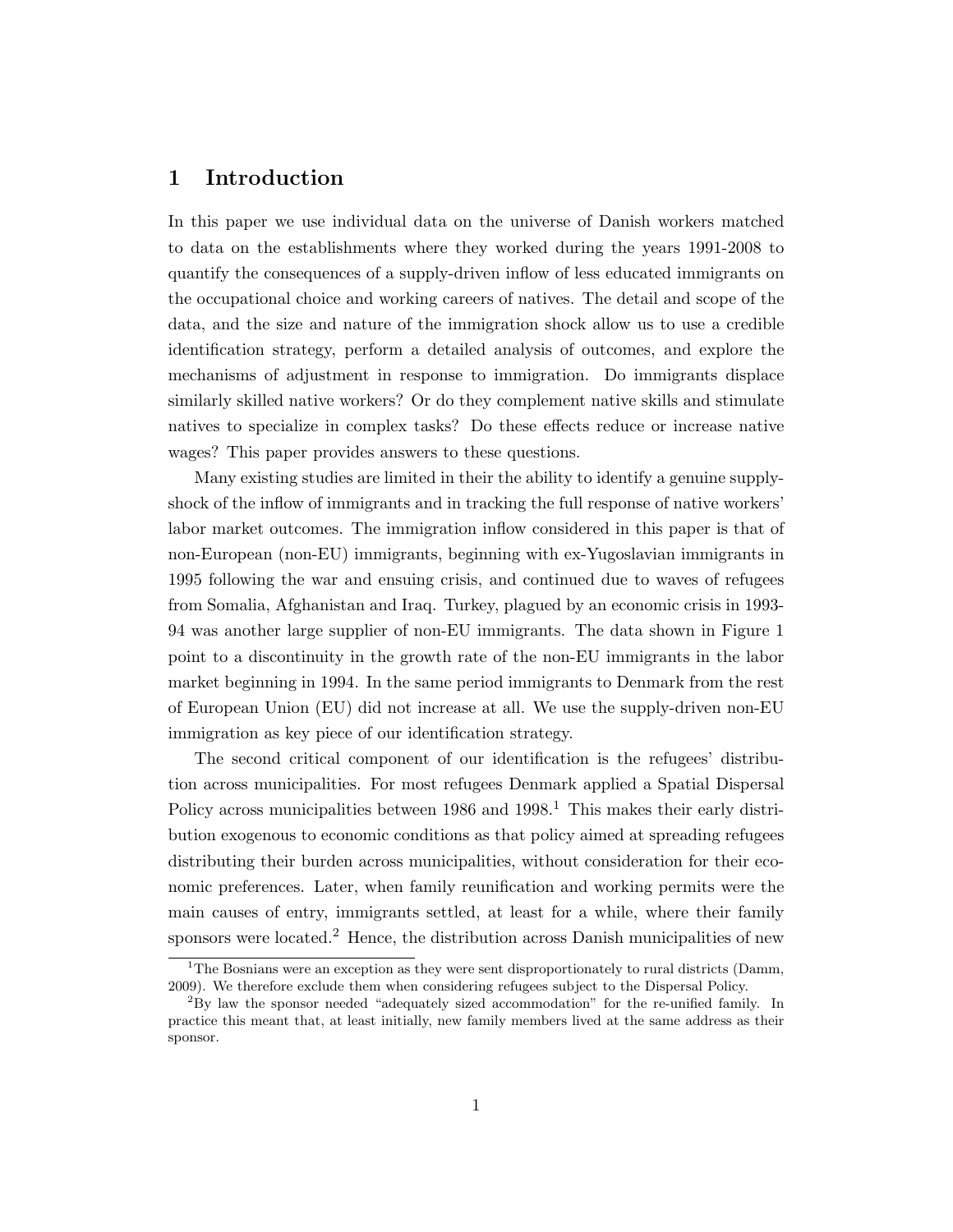## 1 Introduction

In this paper we use individual data on the universe of Danish workers matched to data on the establishments where they worked during the years 1991-2008 to quantify the consequences of a supply-driven inflow of less educated immigrants on the occupational choice and working careers of natives. The detail and scope of the data, and the size and nature of the immigration shock allow us to use a credible identification strategy, perform a detailed analysis of outcomes, and explore the mechanisms of adjustment in response to immigration. Do immigrants displace similarly skilled native workers? Or do they complement native skills and stimulate natives to specialize in complex tasks? Do these effects reduce or increase native wages? This paper provides answers to these questions.

Many existing studies are limited in their the ability to identify a genuine supply-shock of the inflow of immigrants and in tracking the full response of native workers' labor market outcomes. The immigration inflow considered in this paper is that of non-European (non-EU) immigrants, beginning with ex-Yugoslavian immigrants in 1995 following the war and ensuing crisis, and continued due to waves of refugees from Somalia, Afghanistan and Iraq. Turkey, plagued by an economic crisis in 1993-94 was another large supplier of non-EU immigrants. The data shown in Figure 1 point to a discontinuity in the growth rate of the non-EU immigrants in the labor market beginning in 1994. In the same period immigrants to Denmark from the rest of European Union (EU) did not increase at all. We use the supply-driven non-EU immigration as key piece of our identification strategy.

The second critical component of our identification is the refugees' distribution across municipalities. For most refugees Denmark applied a Spatial Dispersal Policy across municipalities between 1986 and 1998.[1] This makes their early distribution exogenous to economic conditions as that policy aimed at spreading refugees distributing their burden across municipalities, without consideration for their economic preferences. Later, when family reunification and working permits were the main causes of entry, immigrants settled, at least for a while, where their family sponsors were located.[2] Hence, the distribution across Danish municipalities of new

[1] The Bosnians were an exception as they were sent disproportionately to rural districts (Damm, 2009). We therefore exclude them when considering refugees subject to the Dispersal Policy.

[2] By law the sponsor needed "adequately sized accommodation" for the re-unified family. In practice this meant that, at least initially, new family members lived at the same address as their sponsor.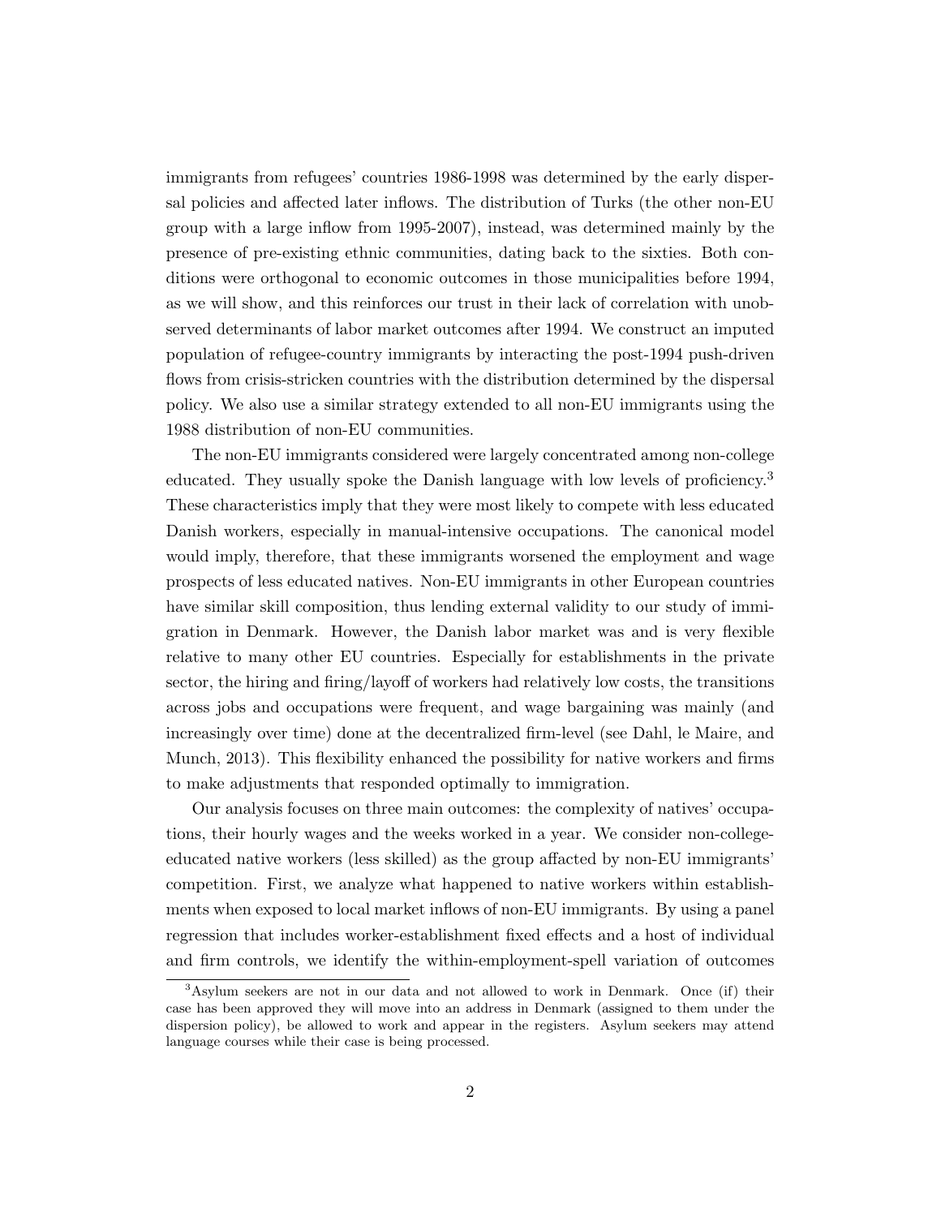immigrants from refugees' countries 1986-1998 was determined by the early dispersal policies and affected later inflows. The distribution of Turks (the other non-EU group with a large inflow from 1995-2007), instead, was determined mainly by the presence of pre-existing ethnic communities, dating back to the sixties. Both conditions were orthogonal to economic outcomes in those municipalities before 1994, as we will show, and this reinforces our trust in their lack of correlation with unobserved determinants of labor market outcomes after 1994. We construct an imputed population of refugee-country immigrants by interacting the post-1994 push-driven flows from crisis-stricken countries with the distribution determined by the dispersal policy. We also use a similar strategy extended to all non-EU immigrants using the 1988 distribution of non-EU communities.

The non-EU immigrants considered were largely concentrated among non-college educated. They usually spoke the Danish language with low levels of proficiency.[3] These characteristics imply that they were most likely to compete with less educated Danish workers, especially in manual-intensive occupations. The canonical model would imply, therefore, that these immigrants worsened the employment and wage prospects of less educated natives. Non-EU immigrants in other European countries have similar skill composition, thus lending external validity to our study of immigration in Denmark. However, the Danish labor market was and is very flexible relative to many other EU countries. Especially for establishments in the private sector, the hiring and firing/layoff of workers had relatively low costs, the transitions across jobs and occupations were frequent, and wage bargaining was mainly (and increasingly over time) done at the decentralized firm-level (see Dahl, le Maire, and Munch, 2013). This flexibility enhanced the possibility for native workers and firms to make adjustments that responded optimally to immigration.

Our analysis focuses on three main outcomes: the complexity of natives' occupations, their hourly wages and the weeks worked in a year. We consider non-college-educated native workers (less skilled) as the group affected by non-EU immigrants' competition. First, we analyze what happened to native workers within establishments when exposed to local market inflows of non-EU immigrants. By using a panel regression that includes worker-establishment fixed effects and a host of individual and firm controls, we identify the within-employment-spell variation of outcomes

[3] Asylum seekers are not in our data and not allowed to work in Denmark. Once (if) their case has been approved they will move into an address in Denmark (assigned to them under the dispersion policy), be allowed to work and appear in the registers. Asylum seekers may attend language courses while their case is being processed.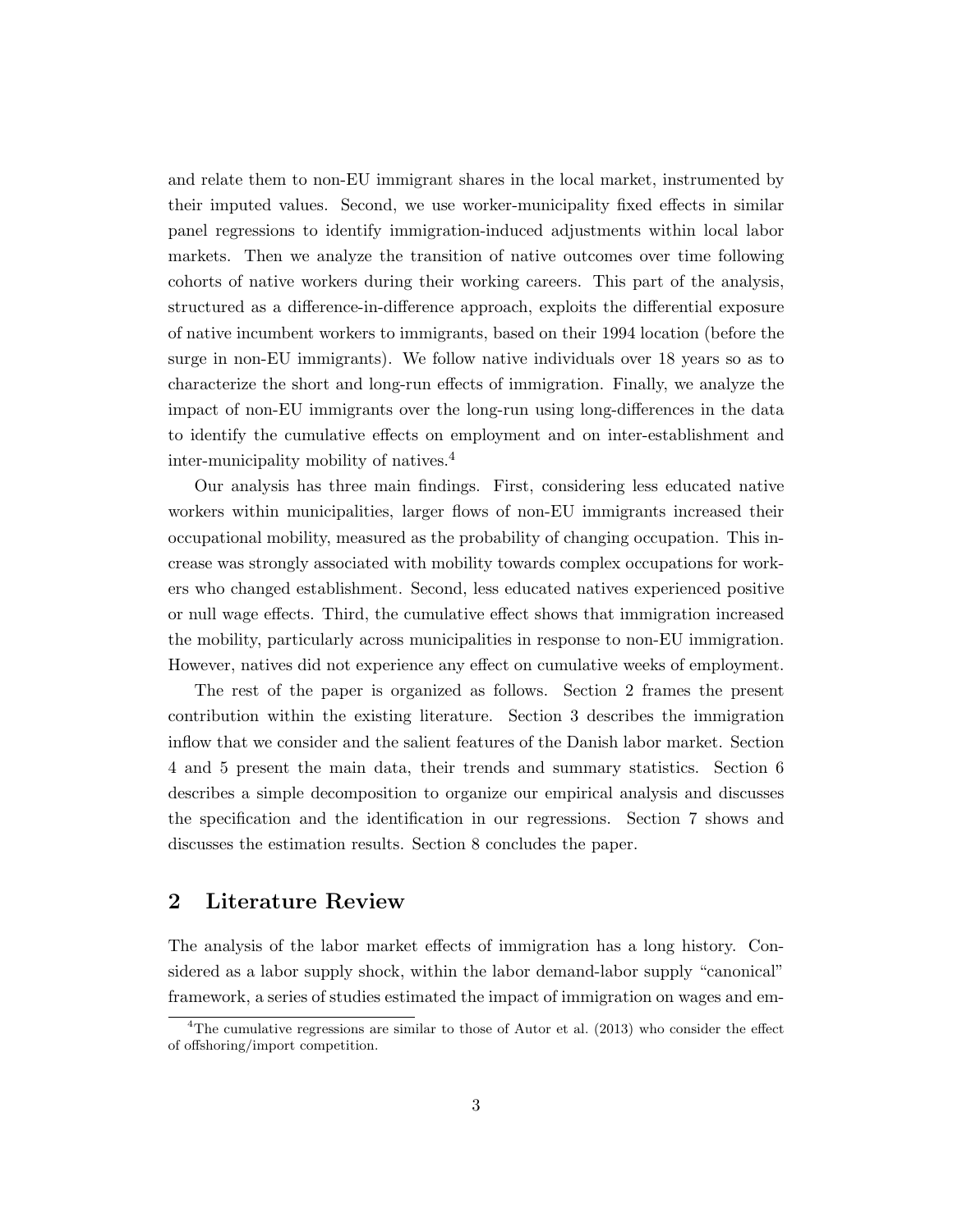and relate them to non-EU immigrant shares in the local market, instrumented by their imputed values. Second, we use worker-municipality fixed effects in similar panel regressions to identify immigration-induced adjustments within local labor markets. Then we analyze the transition of native outcomes over time following cohorts of native workers during their working careers. This part of the analysis, structured as a difference-in-difference approach, exploits the differential exposure of native incumbent workers to immigrants, based on their 1994 location (before the surge in non-EU immigrants). We follow native individuals over 18 years so as to characterize the short and long-run effects of immigration. Finally, we analyze the impact of non-EU immigrants over the long-run using long-differences in the data to identify the cumulative effects on employment and on inter-establishment and inter-municipality mobility of natives.[4]

Our analysis has three main findings. First, considering less educated native workers within municipalities, larger flows of non-EU immigrants increased their occupational mobility, measured as the probability of changing occupation. This increase was strongly associated with mobility towards complex occupations for workers who changed establishment. Second, less educated natives experienced positive or null wage effects. Third, the cumulative effect shows that immigration increased the mobility, particularly across municipalities in response to non-EU immigration. However, natives did not experience any effect on cumulative weeks of employment.

The rest of the paper is organized as follows. Section 2 frames the present contribution within the existing literature. Section 3 describes the immigration inflow that we consider and the salient features of the Danish labor market. Section 4 and 5 present the main data, their trends and summary statistics. Section 6 describes a simple decomposition to organize our empirical analysis and discusses the specification and the identification in our regressions. Section 7 shows and discusses the estimation results. Section 8 concludes the paper.

## 2 Literature Review

The analysis of the labor market effects of immigration has a long history. Considered as a labor supply shock, within the labor demand-labor supply "canonical" framework, a series of studies estimated the impact of immigration on wages and em-

[4] The cumulative regressions are similar to those of Autor et al. (2013) who consider the effect of offshoring/import competition.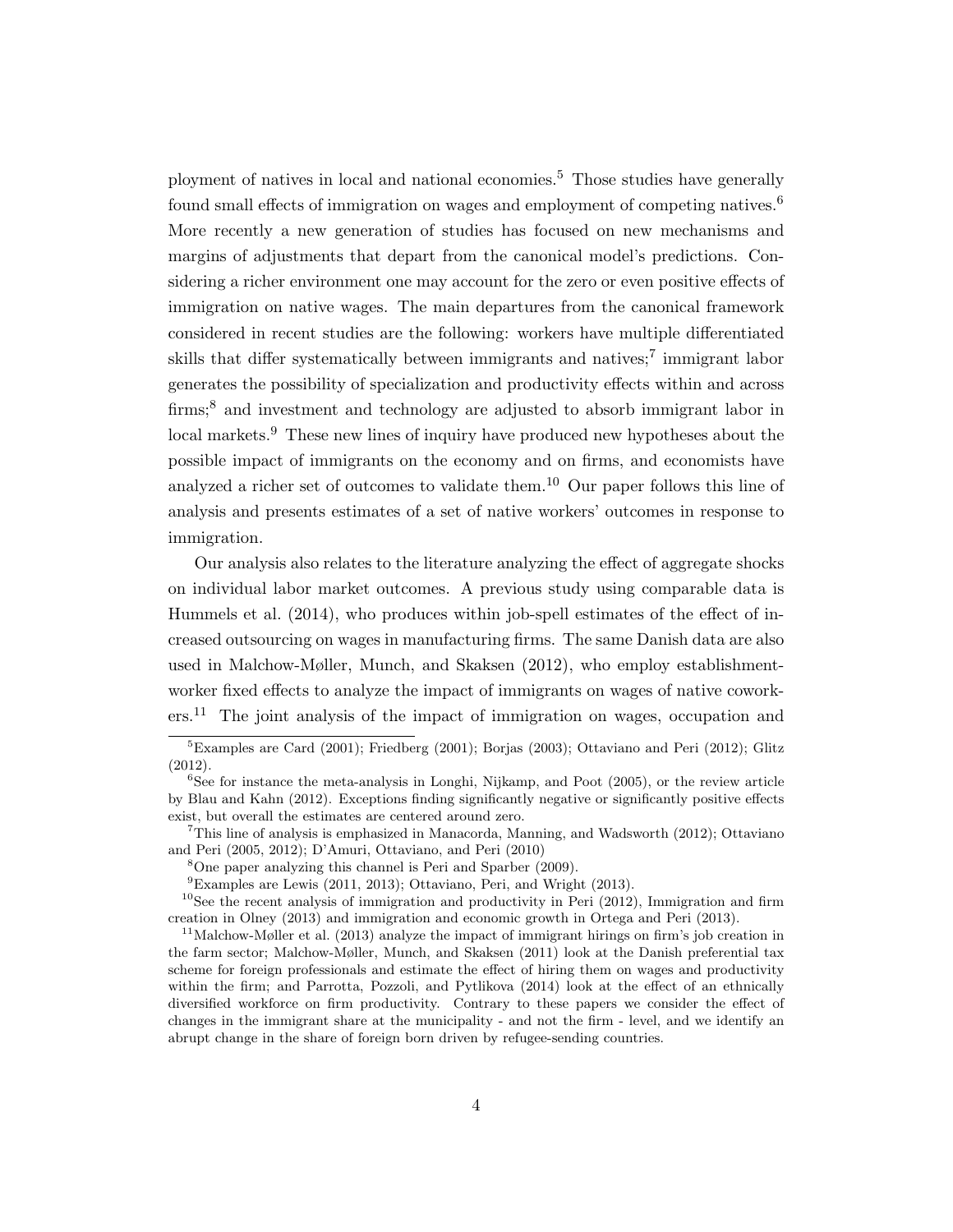ployment of natives in local and national economies.[5] Those studies have generally found small effects of immigration on wages and employment of competing natives.[6] More recently a new generation of studies has focused on new mechanisms and margins of adjustments that depart from the canonical model's predictions. Considering a richer environment one may account for the zero or even positive effects of immigration on native wages. The main departures from the canonical framework considered in recent studies are the following: workers have multiple differentiated skills that differ systematically between immigrants and natives;[7] immigrant labor generates the possibility of specialization and productivity effects within and across firms;[8] and investment and technology are adjusted to absorb immigrant labor in local markets.[9] These new lines of inquiry have produced new hypotheses about the possible impact of immigrants on the economy and on firms, and economists have analyzed a richer set of outcomes to validate them.[10] Our paper follows this line of analysis and presents estimates of a set of native workers' outcomes in response to immigration.

Our analysis also relates to the literature analyzing the effect of aggregate shocks on individual labor market outcomes. A previous study using comparable data is Hummels et al. (2014), who produces within job-spell estimates of the effect of increased outsourcing on wages in manufacturing firms. The same Danish data are also used in Malchow-Møller, Munch, and Skaksen (2012), who employ establishment-worker fixed effects to analyze the impact of immigrants on wages of native coworkers.[11] The joint analysis of the impact of immigration on wages, occupation and

[5] Examples are Card (2001); Friedberg (2001); Borjas (2003); Ottaviano and Peri (2012); Glitz (2012).

[6] See for instance the meta-analysis in Longhi, Nijkamp, and Poot (2005), or the review article by Blau and Kahn (2012). Exceptions finding significantly negative or significantly positive effects exist, but overall the estimates are centered around zero.

[7] This line of analysis is emphasized in Manacorda, Manning, and Wadsworth (2012); Ottaviano and Peri (2005, 2012); D'Amuri, Ottaviano, and Peri (2010)

[8] One paper analyzing this channel is Peri and Sparber (2009).

[9] Examples are Lewis (2011, 2013); Ottaviano, Peri, and Wright (2013).

[10] See the recent analysis of immigration and productivity in Peri (2012), Immigration and firm creation in Olney (2013) and immigration and economic growth in Ortega and Peri (2013).

[11] Malchow-Møller et al. (2013) analyze the impact of immigrant hirings on firm's job creation in the farm sector; Malchow-Møller, Munch, and Skaksen (2011) look at the Danish preferential tax scheme for foreign professionals and estimate the effect of hiring them on wages and productivity within the firm; and Parrotta, Pozzoli, and Pytlikova (2014) look at the effect of an ethnically diversified workforce on firm productivity. Contrary to these papers we consider the effect of changes in the immigrant share at the municipality - and not the firm - level, and we identify an abrupt change in the share of foreign born driven by refugee-sending countries.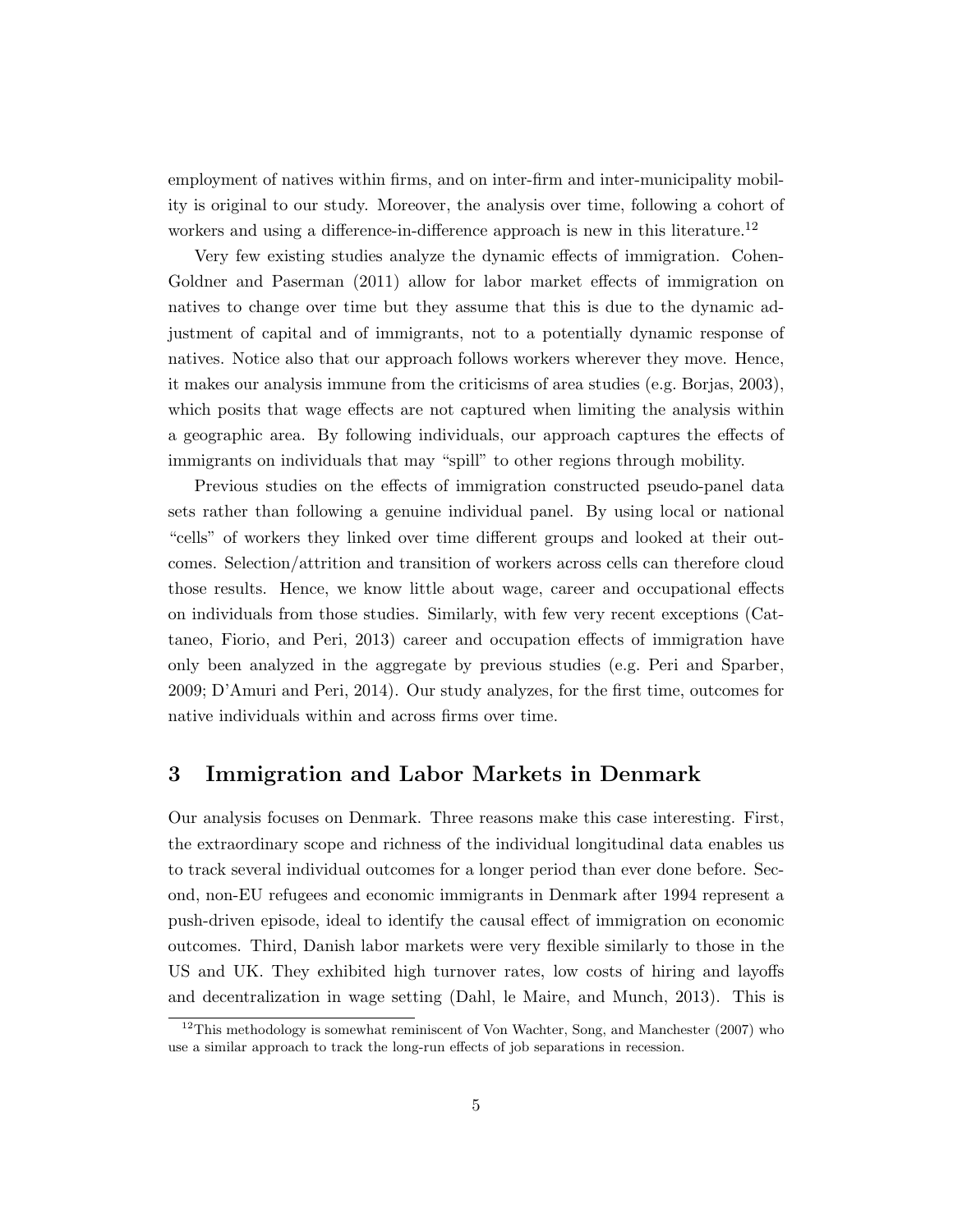employment of natives within firms, and on inter-firm and inter-municipality mobility is original to our study. Moreover, the analysis over time, following a cohort of workers and using a difference-in-difference approach is new in this literature.[12]

Very few existing studies analyze the dynamic effects of immigration. Cohen-Goldner and Paserman (2011) allow for labor market effects of immigration on natives to change over time but they assume that this is due to the dynamic adjustment of capital and of immigrants, not to a potentially dynamic response of natives. Notice also that our approach follows workers wherever they move. Hence, it makes our analysis immune from the criticisms of area studies (e.g. Borjas, 2003), which posits that wage effects are not captured when limiting the analysis within a geographic area. By following individuals, our approach captures the effects of immigrants on individuals that may "spill" to other regions through mobility.

Previous studies on the effects of immigration constructed pseudo-panel data sets rather than following a genuine individual panel. By using local or national "cells" of workers they linked over time different groups and looked at their outcomes. Selection/attrition and transition of workers across cells can therefore cloud those results. Hence, we know little about wage, career and occupational effects on individuals from those studies. Similarly, with few very recent exceptions (Cattaneo, Fiorio, and Peri, 2013) career and occupation effects of immigration have only been analyzed in the aggregate by previous studies (e.g. Peri and Sparber, 2009; D'Amuri and Peri, 2014). Our study analyzes, for the first time, outcomes for native individuals within and across firms over time.

## 3 Immigration and Labor Markets in Denmark

Our analysis focuses on Denmark. Three reasons make this case interesting. First, the extraordinary scope and richness of the individual longitudinal data enables us to track several individual outcomes for a longer period than ever done before. Second, non-EU refugees and economic immigrants in Denmark after 1994 represent a push-driven episode, ideal to identify the causal effect of immigration on economic outcomes. Third, Danish labor markets were very flexible similarly to those in the US and UK. They exhibited high turnover rates, low costs of hiring and layoffs and decentralization in wage setting (Dahl, le Maire, and Munch, 2013). This is

[12] This methodology is somewhat reminiscent of Von Wachter, Song, and Manchester (2007) who use a similar approach to track the long-run effects of job separations in recession.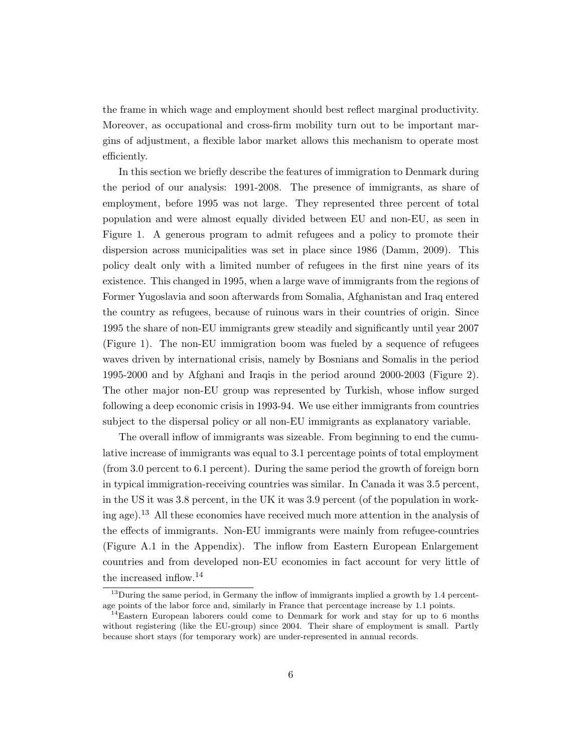the frame in which wage and employment should best reflect marginal productivity. Moreover, as occupational and cross-firm mobility turn out to be important margins of adjustment, a flexible labor market allows this mechanism to operate most efficiently.

In this section we briefly describe the features of immigration to Denmark during the period of our analysis: 1991-2008. The presence of immigrants, as share of employment, before 1995 was not large. They represented three percent of total population and were almost equally divided between EU and non-EU, as seen in Figure 1. A generous program to admit refugees and a policy to promote their dispersion across municipalities was set in place since 1986 (Damm, 2009). This policy dealt only with a limited number of refugees in the first nine years of its existence. This changed in 1995, when a large wave of immigrants from the regions of Former Yugoslavia and soon afterwards from Somalia, Afghanistan and Iraq entered the country as refugees, because of ruinous wars in their countries of origin. Since 1995 the share of non-EU immigrants grew steadily and significantly until year 2007 (Figure 1). The non-EU immigration boom was fueled by a sequence of refugees waves driven by international crisis, namely by Bosnians and Somalis in the period 1995-2000 and by Afghani and Iraqis in the period around 2000-2003 (Figure 2). The other major non-EU group was represented by Turkish, whose inflow surged following a deep economic crisis in 1993-94. We use either immigrants from countries subject to the dispersal policy or all non-EU immigrants as explanatory variable.

The overall inflow of immigrants was sizeable. From beginning to end the cumulative increase of immigrants was equal to 3.1 percentage points of total employment (from 3.0 percent to 6.1 percent). During the same period the growth of foreign born in typical immigration-receiving countries was similar. In Canada it was 3.5 percent, in the US it was 3.8 percent, in the UK it was 3.9 percent (of the population in working age).[13] All these economies have received much more attention in the analysis of the effects of immigrants. Non-EU immigrants were mainly from refugee-countries (Figure A.1 in the Appendix). The inflow from Eastern European Enlargement countries and from developed non-EU economies in fact account for very little of the increased inflow.[14]

[13] During the same period, in Germany the inflow of immigrants implied a growth by 1.4 percentage points of the labor force and, similarly in France that percentage increase by 1.1 points.

[14] Eastern European laborers could come to Denmark for work and stay for up to 6 months without registering (like the EU-group) since 2004. Their share of employment is small. Partly because short stays (for temporary work) are under-represented in annual records.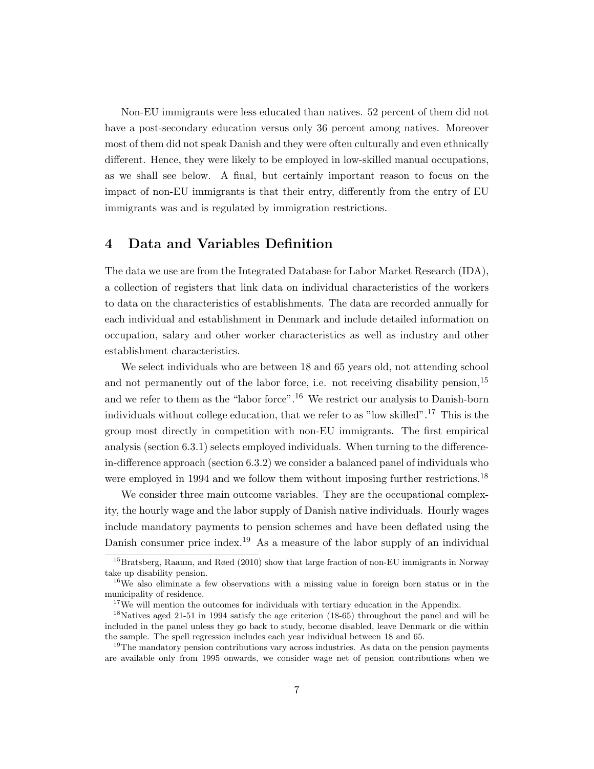Non-EU immigrants were less educated than natives. 52 percent of them did not have a post-secondary education versus only 36 percent among natives. Moreover most of them did not speak Danish and they were often culturally and even ethnically different. Hence, they were likely to be employed in low-skilled manual occupations, as we shall see below. A final, but certainly important reason to focus on the impact of non-EU immigrants is that their entry, differently from the entry of EU immigrants was and is regulated by immigration restrictions.

## 4 Data and Variables Definition

The data we use are from the Integrated Database for Labor Market Research (IDA), a collection of registers that link data on individual characteristics of the workers to data on the characteristics of establishments. The data are recorded annually for each individual and establishment in Denmark and include detailed information on occupation, salary and other worker characteristics as well as industry and other establishment characteristics.

We select individuals who are between 18 and 65 years old, not attending school and not permanently out of the labor force, i.e. not receiving disability pension,[15] and we refer to them as the "labor force".[16] We restrict our analysis to Danish-born individuals without college education, that we refer to as "low skilled".[17] This is the group most directly in competition with non-EU immigrants. The first empirical analysis (section 6.3.1) selects employed individuals. When turning to the difference-in-difference approach (section 6.3.2) we consider a balanced panel of individuals who were employed in 1994 and we follow them without imposing further restrictions.[18]

We consider three main outcome variables. They are the occupational complexity, the hourly wage and the labor supply of Danish native individuals. Hourly wages include mandatory payments to pension schemes and have been deflated using the Danish consumer price index.[19] As a measure of the labor supply of an individual

---

[15] Bratsberg, Raaum, and Røed (2010) show that large fraction of non-EU immigrants in Norway take up disability pension.

[16] We also eliminate a few observations with a missing value in foreign born status or in the municipality of residence.

[17] We will mention the outcomes for individuals with tertiary education in the Appendix.

[18] Natives aged 21-51 in 1994 satisfy the age criterion (18-65) throughout the panel and will be included in the panel unless they go back to study, become disabled, leave Denmark or die within the sample. The spell regression includes each year individual between 18 and 65.

[19] The mandatory pension contributions vary across industries. As data on the pension payments are available only from 1995 onwards, we consider wage net of pension contributions when we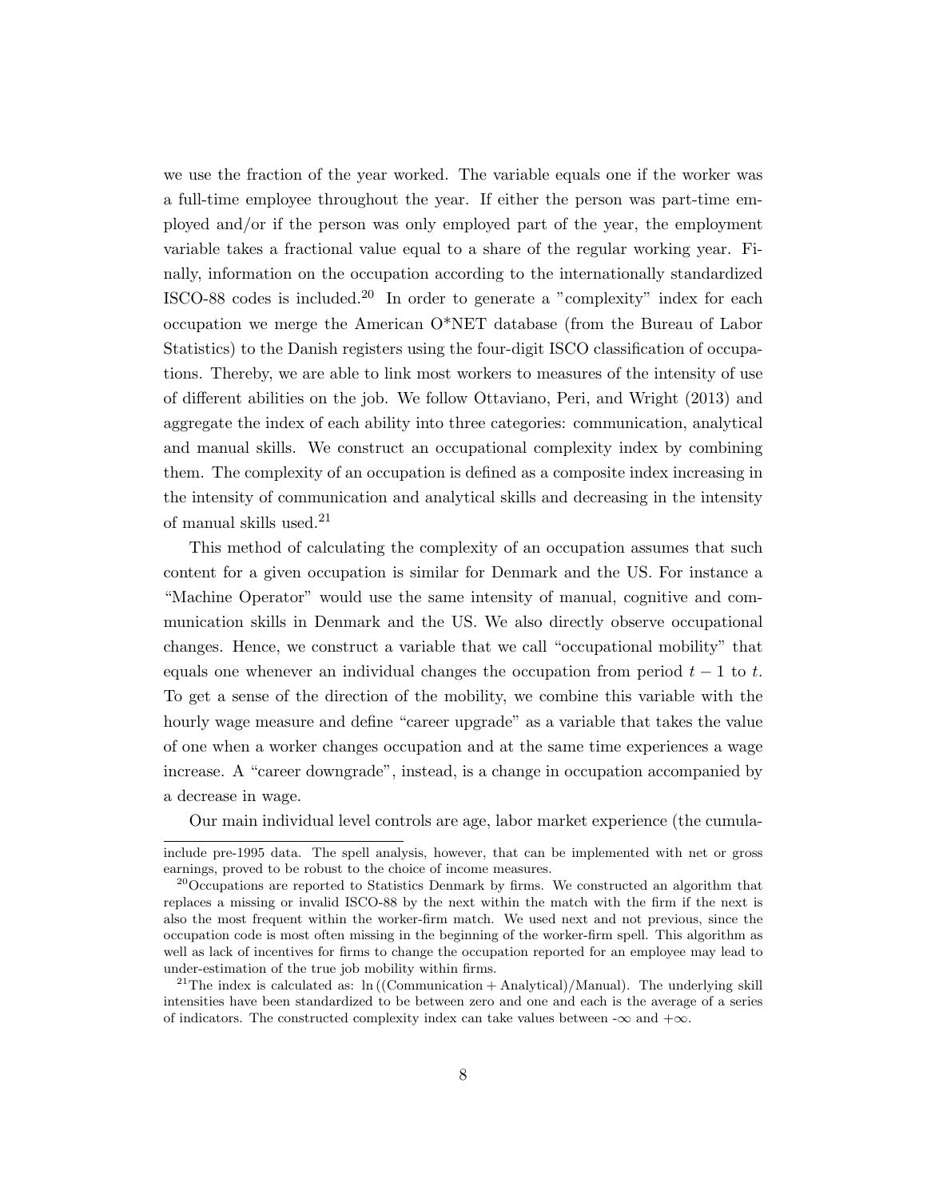we use the fraction of the year worked. The variable equals one if the worker was a full-time employee throughout the year. If either the person was part-time employed and/or if the person was only employed part of the year, the employment variable takes a fractional value equal to a share of the regular working year. Finally, information on the occupation according to the internationally standardized ISCO-88 codes is included.[20] In order to generate a "complexity" index for each occupation we merge the American O*NET database (from the Bureau of Labor Statistics) to the Danish registers using the four-digit ISCO classification of occupations. Thereby, we are able to link most workers to measures of the intensity of use of different abilities on the job. We follow Ottaviano, Peri, and Wright (2013) and aggregate the index of each ability into three categories: communication, analytical and manual skills. We construct an occupational complexity index by combining them. The complexity of an occupation is defined as a composite index increasing in the intensity of communication and analytical skills and decreasing in the intensity of manual skills used.[21]

This method of calculating the complexity of an occupation assumes that such content for a given occupation is similar for Denmark and the US. For instance a "Machine Operator" would use the same intensity of manual, cognitive and communication skills in Denmark and the US. We also directly observe occupational changes. Hence, we construct a variable that we call "occupational mobility" that equals one whenever an individual changes the occupation from period $t-1$ to $t$. To get a sense of the direction of the mobility, we combine this variable with the hourly wage measure and define "career upgrade" as a variable that takes the value of one when a worker changes occupation and at the same time experiences a wage increase. A "career downgrade", instead, is a change in occupation accompanied by a decrease in wage.

Our main individual level controls are age, labor market experience (the cumula-

include pre-1995 data. The spell analysis, however, that can be implemented with net or gross earnings, proved to be robust to the choice of income measures.

[20] Occupations are reported to Statistics Denmark by firms. We constructed an algorithm that replaces a missing or invalid ISCO-88 by the next within the match with the firm if the next is also the most frequent within the worker-firm match. We used next and not previous, since the occupation code is most often missing in the beginning of the worker-firm spell. This algorithm as well as lack of incentives for firms to change the occupation reported for an employee may lead to under-estimation of the true job mobility within firms.

[21] The index is calculated as: $\ln((\text{Communication} + \text{Analytical})/\text{Manual})$. The underlying skill intensities have been standardized to be between zero and one and each is the average of a series of indicators. The constructed complexity index can take values between $-\infty$ and $+\infty$.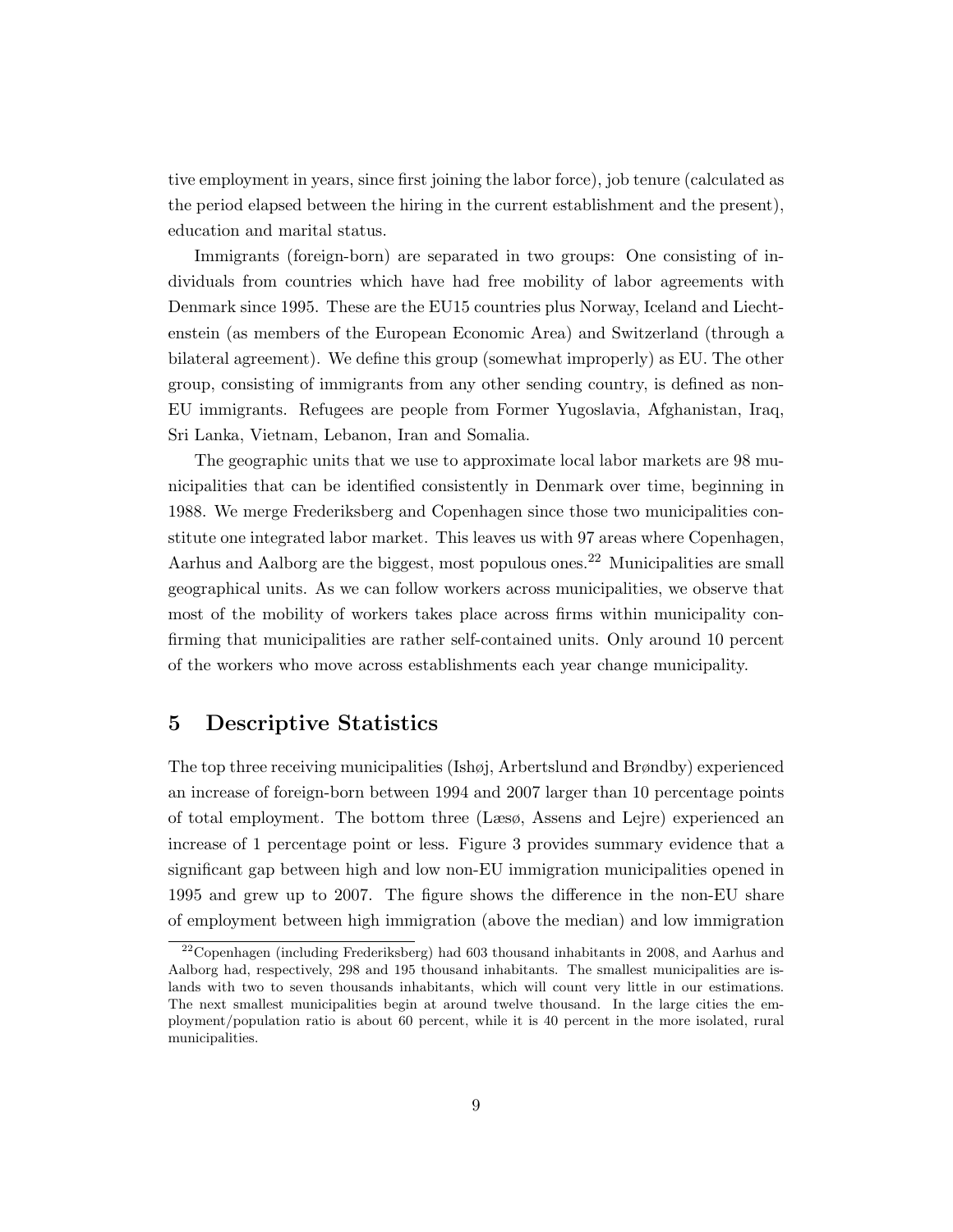tive employment in years, since first joining the labor force), job tenure (calculated as the period elapsed between the hiring in the current establishment and the present), education and marital status.

Immigrants (foreign-born) are separated in two groups: One consisting of individuals from countries which have had free mobility of labor agreements with Denmark since 1995. These are the EU15 countries plus Norway, Iceland and Liechtenstein (as members of the European Economic Area) and Switzerland (through a bilateral agreement). We define this group (somewhat improperly) as EU. The other group, consisting of immigrants from any other sending country, is defined as non-EU immigrants. Refugees are people from Former Yugoslavia, Afghanistan, Iraq, Sri Lanka, Vietnam, Lebanon, Iran and Somalia.

The geographic units that we use to approximate local labor markets are 98 municipalities that can be identified consistently in Denmark over time, beginning in 1988. We merge Frederiksberg and Copenhagen since those two municipalities constitute one integrated labor market. This leaves us with 97 areas where Copenhagen, Aarhus and Aalborg are the biggest, most populous ones.[22] Municipalities are small geographical units. As we can follow workers across municipalities, we observe that most of the mobility of workers takes place across firms within municipality confirming that municipalities are rather self-contained units. Only around 10 percent of the workers who move across establishments each year change municipality.

## 5 Descriptive Statistics

The top three receiving municipalities (Ishøj, Arbertslund and Brøndby) experienced an increase of foreign-born between 1994 and 2007 larger than 10 percentage points of total employment. The bottom three (Læsø, Assens and Lejre) experienced an increase of 1 percentage point or less. Figure 3 provides summary evidence that a significant gap between high and low non-EU immigration municipalities opened in 1995 and grew up to 2007. The figure shows the difference in the non-EU share of employment between high immigration (above the median) and low immigration

[22] Copenhagen (including Frederiksberg) had 603 thousand inhabitants in 2008, and Aarhus and Aalborg had, respectively, 298 and 195 thousand inhabitants. The smallest municipalities are islands with two to seven thousands inhabitants, which will count very little in our estimations. The next smallest municipalities begin at around twelve thousand. In the large cities the employment/population ratio is about 60 percent, while it is 40 percent in the more isolated, rural municipalities.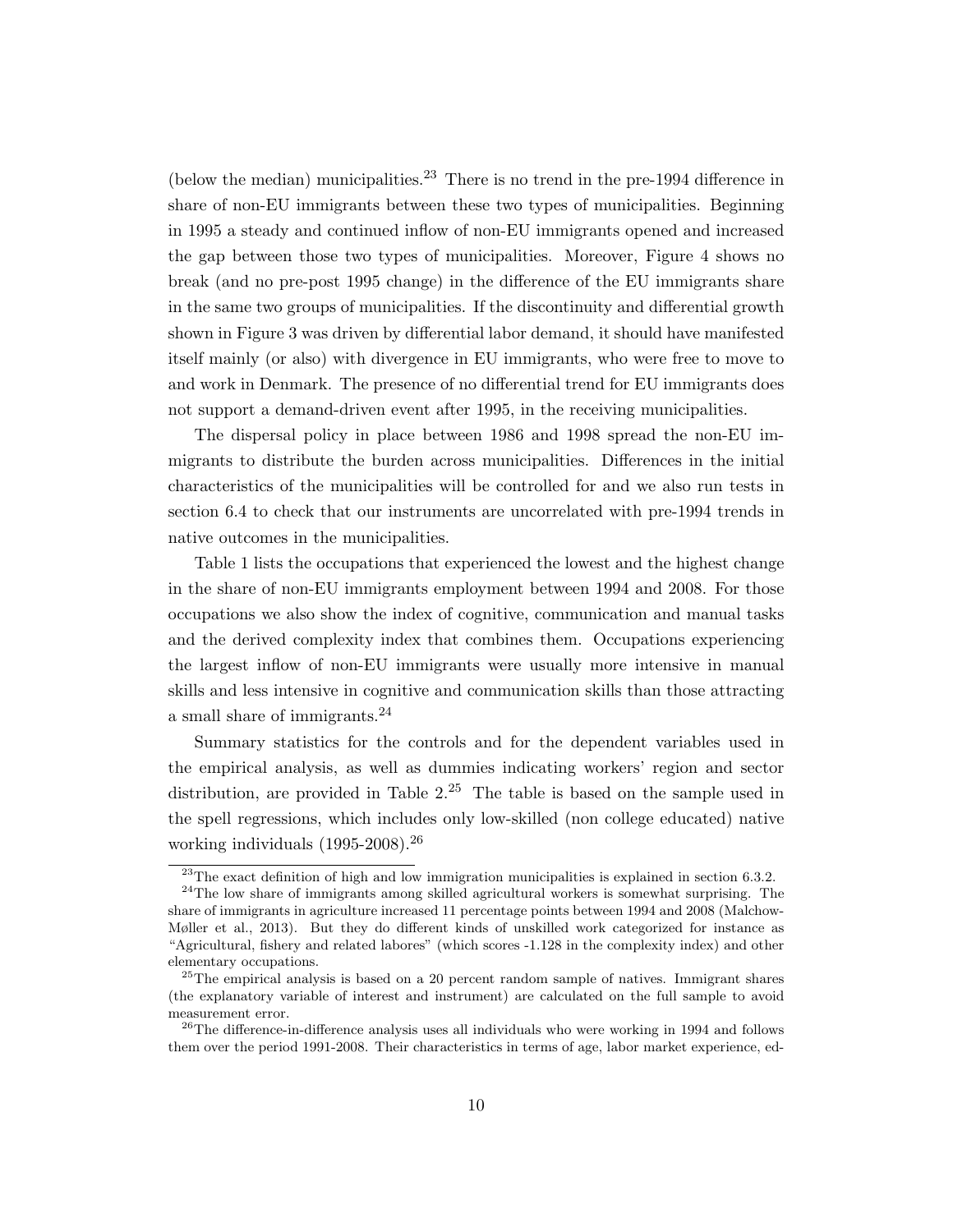(below the median) municipalities.[23] There is no trend in the pre-1994 difference in share of non-EU immigrants between these two types of municipalities. Beginning in 1995 a steady and continued inflow of non-EU immigrants opened and increased the gap between those two types of municipalities. Moreover, Figure 4 shows no break (and no pre-post 1995 change) in the difference of the EU immigrants share in the same two groups of municipalities. If the discontinuity and differential growth shown in Figure 3 was driven by differential labor demand, it should have manifested itself mainly (or also) with divergence in EU immigrants, who were free to move to and work in Denmark. The presence of no differential trend for EU immigrants does not support a demand-driven event after 1995, in the receiving municipalities.

The dispersal policy in place between 1986 and 1998 spread the non-EU immigrants to distribute the burden across municipalities. Differences in the initial characteristics of the municipalities will be controlled for and we also run tests in section 6.4 to check that our instruments are uncorrelated with pre-1994 trends in native outcomes in the municipalities.

Table 1 lists the occupations that experienced the lowest and the highest change in the share of non-EU immigrants employment between 1994 and 2008. For those occupations we also show the index of cognitive, communication and manual tasks and the derived complexity index that combines them. Occupations experiencing the largest inflow of non-EU immigrants were usually more intensive in manual skills and less intensive in cognitive and communication skills than those attracting a small share of immigrants.[24]

Summary statistics for the controls and for the dependent variables used in the empirical analysis, as well as dummies indicating workers' region and sector distribution, are provided in Table 2.[25] The table is based on the sample used in the spell regressions, which includes only low-skilled (non college educated) native working individuals (1995-2008).[26]

---

[23] The exact definition of high and low immigration municipalities is explained in section 6.3.2.

[24] The low share of immigrants among skilled agricultural workers is somewhat surprising. The share of immigrants in agriculture increased 11 percentage points between 1994 and 2008 (Malchow-Møller et al., 2013). But they do different kinds of unskilled work categorized for instance as "Agricultural, fishery and related labores" (which scores -1.128 in the complexity index) and other elementary occupations.

[25] The empirical analysis is based on a 20 percent random sample of natives. Immigrant shares (the explanatory variable of interest and instrument) are calculated on the full sample to avoid measurement error.

[26] The difference-in-difference analysis uses all individuals who were working in 1994 and follows them over the period 1991-2008. Their characteristics in terms of age, labor market experience, ed-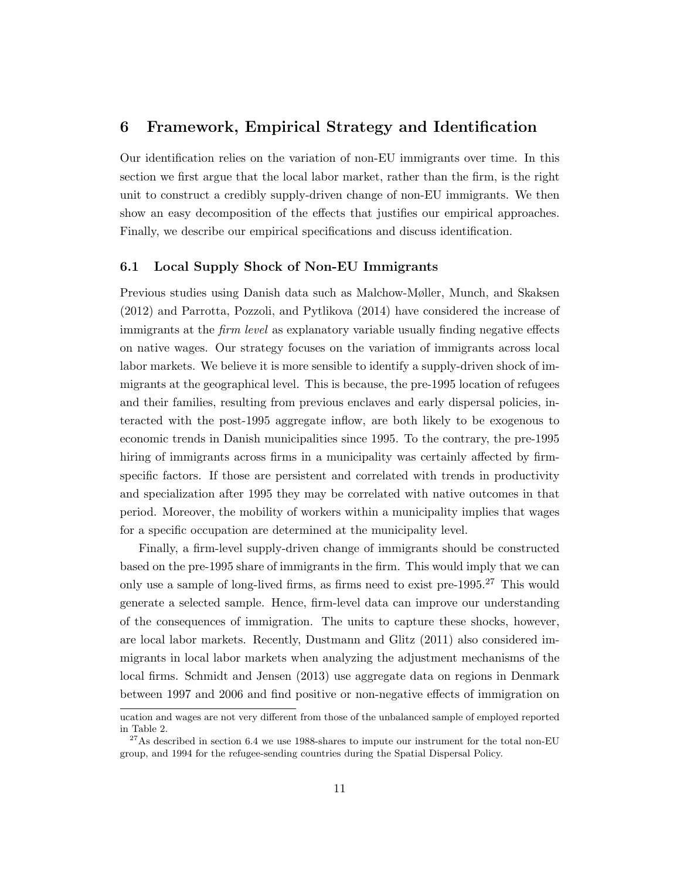## 6 Framework, Empirical Strategy and Identification

Our identification relies on the variation of non-EU immigrants over time. In this section we first argue that the local labor market, rather than the firm, is the right unit to construct a credibly supply-driven change of non-EU immigrants. We then show an easy decomposition of the effects that justifies our empirical approaches. Finally, we describe our empirical specifications and discuss identification.

### 6.1 Local Supply Shock of Non-EU Immigrants

Previous studies using Danish data such as Malchow-Møller, Munch, and Skaksen (2012) and Parrotta, Pozzoli, and Pytlikova (2014) have considered the increase of immigrants at the *firm level* as explanatory variable usually finding negative effects on native wages. Our strategy focuses on the variation of immigrants across local labor markets. We believe it is more sensible to identify a supply-driven shock of immigrants at the geographical level. This is because, the pre-1995 location of refugees and their families, resulting from previous enclaves and early dispersal policies, interacted with the post-1995 aggregate inflow, are both likely to be exogenous to economic trends in Danish municipalities since 1995. To the contrary, the pre-1995 hiring of immigrants across firms in a municipality was certainly affected by firm-specific factors. If those are persistent and correlated with trends in productivity and specialization after 1995 they may be correlated with native outcomes in that period. Moreover, the mobility of workers within a municipality implies that wages for a specific occupation are determined at the municipality level.

Finally, a firm-level supply-driven change of immigrants should be constructed based on the pre-1995 share of immigrants in the firm. This would imply that we can only use a sample of long-lived firms, as firms need to exist pre-1995.[27] This would generate a selected sample. Hence, firm-level data can improve our understanding of the consequences of immigration. The units to capture these shocks, however, are local labor markets. Recently, Dustmann and Glitz (2011) also considered immigrants in local labor markets when analyzing the adjustment mechanisms of the local firms. Schmidt and Jensen (2013) use aggregate data on regions in Denmark between 1997 and 2006 and find positive or non-negative effects of immigration on

ucation and wages are not very different from those of the unbalanced sample of employed reported in Table 2.

[27] As described in section 6.4 we use 1988-shares to impute our instrument for the total non-EU group, and 1994 for the refugee-sending countries during the Spatial Dispersal Policy.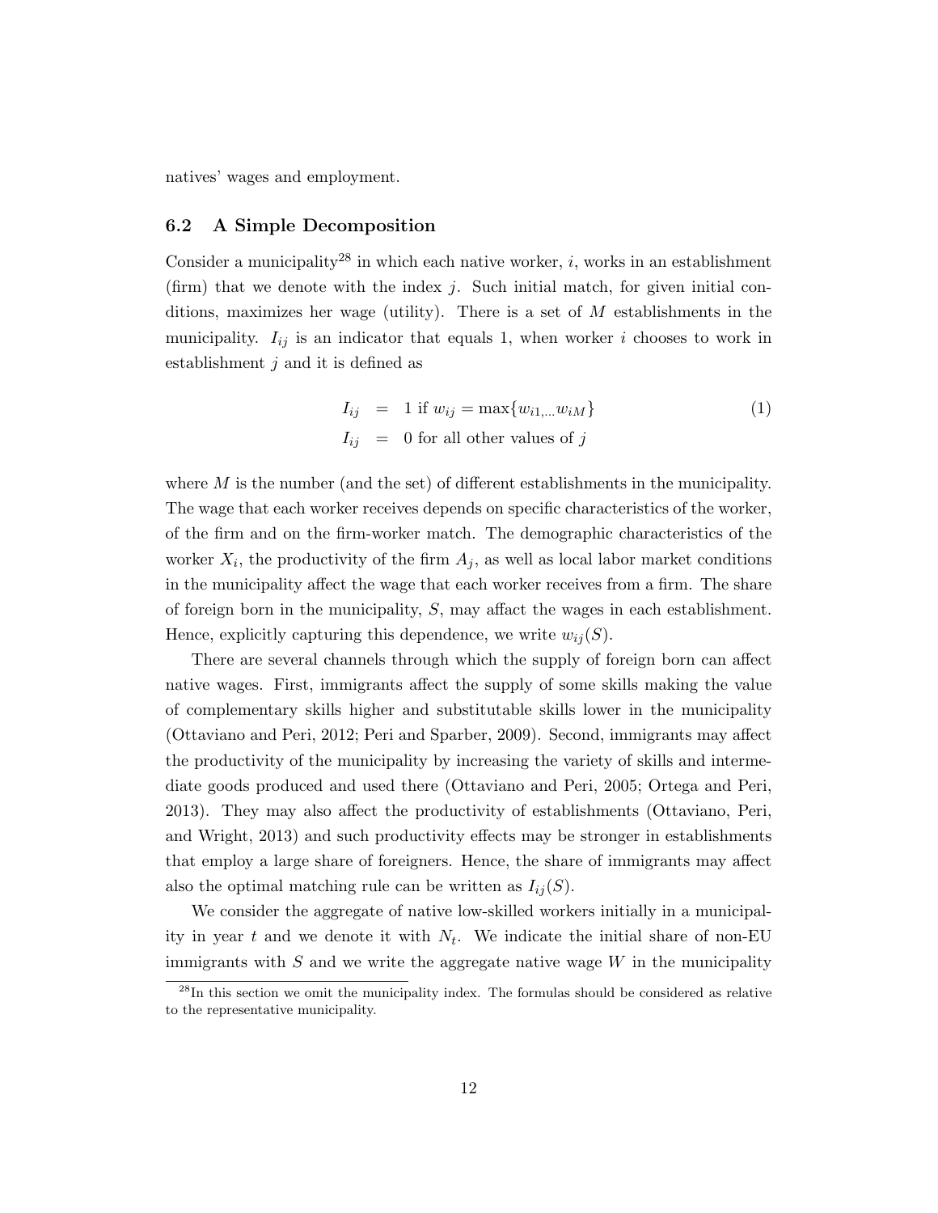natives' wages and employment.

### 6.2 A Simple Decomposition

Consider a municipality[28] in which each native worker, $i$, works in an establishment (firm) that we denote with the index $j$. Such initial match, for given initial conditions, maximizes her wage (utility). There is a set of $M$ establishments in the municipality. $I_{ij}$ is an indicator that equals 1, when worker $i$ chooses to work in establishment $j$ and it is defined as

$$
\begin{aligned}
I_{ij} &= 1 \text{ if } w_{ij} = \max\{w_{i1,\ldots}w_{iM}\} \\
I_{ij} &= 0 \text{ for all other values of } j
\end{aligned}
\tag{1}
$$

where $M$ is the number (and the set) of different establishments in the municipality. The wage that each worker receives depends on specific characteristics of the worker, of the firm and on the firm-worker match. The demographic characteristics of the worker $X_i$, the productivity of the firm $A_j$, as well as local labor market conditions in the municipality affect the wage that each worker receives from a firm. The share of foreign born in the municipality, $S$, may affact the wages in each establishment. Hence, explicitly capturing this dependence, we write $w_{ij}(S)$.

There are several channels through which the supply of foreign born can affect native wages. First, immigrants affect the supply of some skills making the value of complementary skills higher and substitutable skills lower in the municipality (Ottaviano and Peri, 2012; Peri and Sparber, 2009). Second, immigrants may affect the productivity of the municipality by increasing the variety of skills and intermediate goods produced and used there (Ottaviano and Peri, 2005; Ortega and Peri, 2013). They may also affect the productivity of establishments (Ottaviano, Peri, and Wright, 2013) and such productivity effects may be stronger in establishments that employ a large share of foreigners. Hence, the share of immigrants may affect also the optimal matching rule can be written as $I_{ij}(S)$.

We consider the aggregate of native low-skilled workers initially in a municipality in year $t$ and we denote it with $N_t$. We indicate the initial share of non-EU immigrants with $S$ and we write the aggregate native wage $W$ in the municipality

[28] In this section we omit the municipality index. The formulas should be considered as relative to the representative municipality.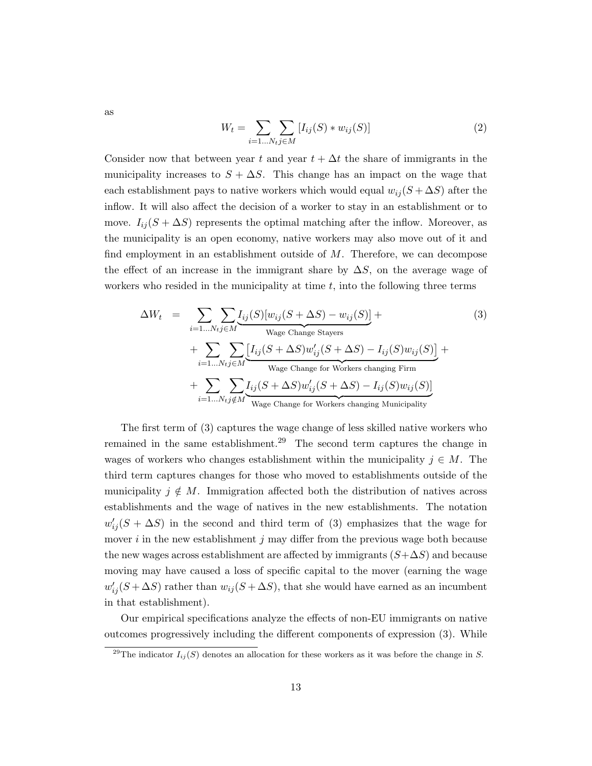as

$$W_t = \sum_{i=1...N_t} \sum_{j \in M} [I_{ij}(S) * w_{ij}(S)] \tag{2}$$

Consider now that between year $t$ and year $t + \Delta t$ the share of immigrants in the municipality increases to $S + \Delta S$. This change has an impact on the wage that each establishment pays to native workers which would equal $w_{ij}(S + \Delta S)$ after the inflow. It will also affect the decision of a worker to stay in an establishment or to move. $I_{ij}(S + \Delta S)$ represents the optimal matching after the inflow. Moreover, as the municipality is an open economy, native workers may also move out of it and find employment in an establishment outside of $M$. Therefore, we can decompose the effect of an increase in the immigrant share by $\Delta S$, on the average wage of workers who resided in the municipality at time $t$, into the following three terms

$$\begin{aligned}
\Delta W_t \;=\; & \sum_{i=1...N_t} \sum_{j \in M} \underbrace{I_{ij}(S)[w_{ij}(S + \Delta S) - w_{ij}(S)]}_{\text{Wage Change Stayers}} + \\
& + \sum_{i=1...N_t} \sum_{j \in M} \underbrace{\left[I_{ij}(S + \Delta S) w'_{ij}(S + \Delta S) - I_{ij}(S) w_{ij}(S)\right]}_{\text{Wage Change for Workers changing Firm}} + \\
& + \sum_{i=1...N_t} \sum_{j \notin M} \underbrace{I_{ij}(S + \Delta S) w'_{ij}(S + \Delta S) - I_{ij}(S) w_{ij}(S)]}_{\text{Wage Change for Workers changing Municipality}}
\end{aligned} \tag{3}$$

The first term of (3) captures the wage change of less skilled native workers who remained in the same establishment.[29] The second term captures the change in wages of workers who changes establishment within the municipality $j \in M$. The third term captures changes for those who moved to establishments outside of the municipality $j \notin M$. Immigration affected both the distribution of natives across establishments and the wage of natives in the new establishments. The notation $w'_{ij}(S + \Delta S)$ in the second and third term of (3) emphasizes that the wage for mover $i$ in the new establishment $j$ may differ from the previous wage both because the new wages across establishment are affected by immigrants ($S+\Delta S$) and because moving may have caused a loss of specific capital to the mover (earning the wage $w'_{ij}(S+\Delta S)$ rather than $w_{ij}(S+\Delta S)$, that she would have earned as an incumbent in that establishment).

Our empirical specifications analyze the effects of non-EU immigrants on native outcomes progressively including the different components of expression (3). While

[29] The indicator $I_{ij}(S)$ denotes an allocation for these workers as it was before the change in $S$.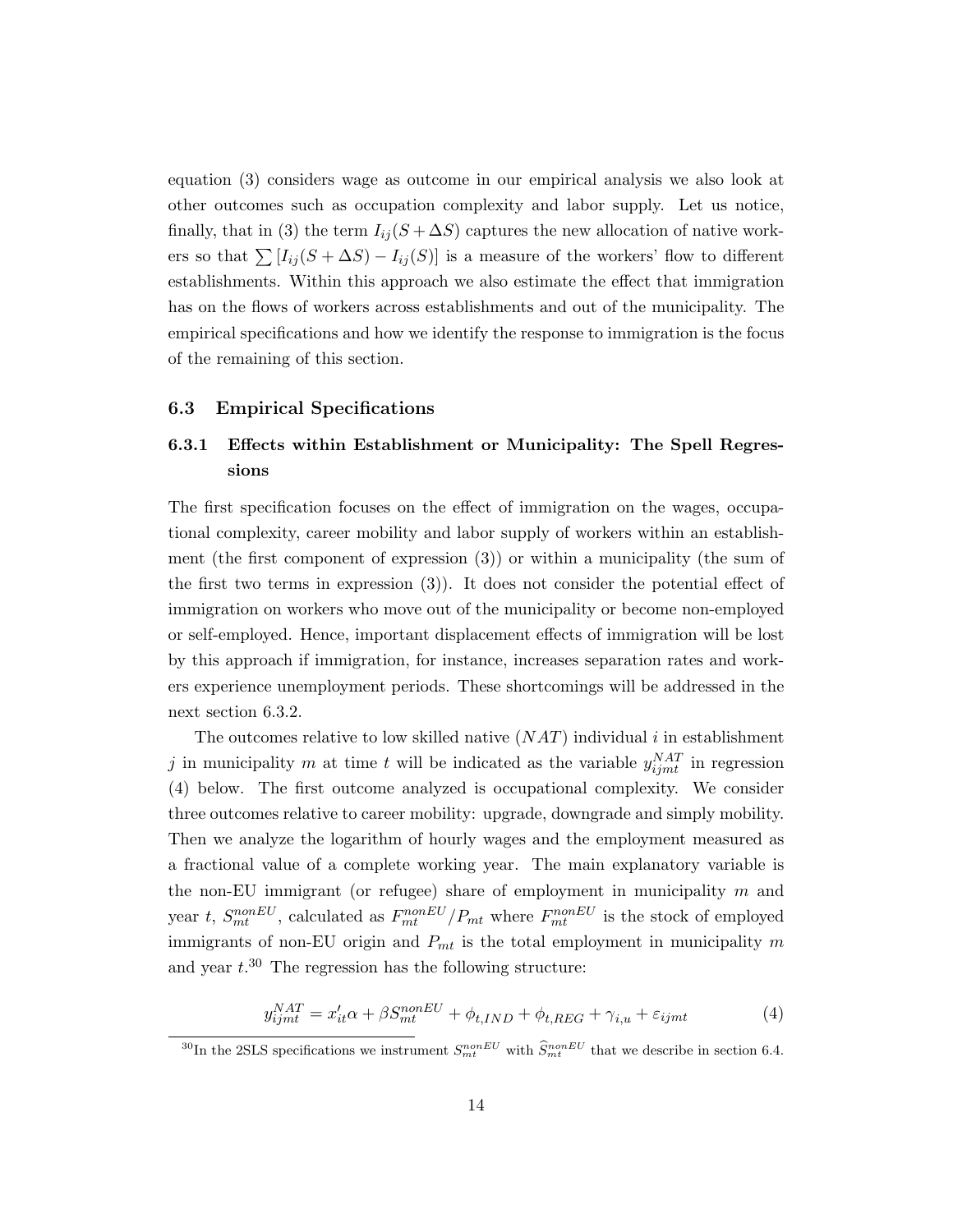equation (3) considers wage as outcome in our empirical analysis we also look at other outcomes such as occupation complexity and labor supply. Let us notice, finally, that in (3) the term $I_{ij}(S + \Delta S)$ captures the new allocation of native workers so that $\sum [I_{ij}(S + \Delta S) - I_{ij}(S)]$ is a measure of the workers' flow to different establishments. Within this approach we also estimate the effect that immigration has on the flows of workers across establishments and out of the municipality. The empirical specifications and how we identify the response to immigration is the focus of the remaining of this section.

### 6.3 Empirical Specifications

#### 6.3.1 Effects within Establishment or Municipality: The Spell Regressions

The first specification focuses on the effect of immigration on the wages, occupational complexity, career mobility and labor supply of workers within an establishment (the first component of expression (3)) or within a municipality (the sum of the first two terms in expression (3)). It does not consider the potential effect of immigration on workers who move out of the municipality or become non-employed or self-employed. Hence, important displacement effects of immigration will be lost by this approach if immigration, for instance, increases separation rates and workers experience unemployment periods. These shortcomings will be addressed in the next section 6.3.2.

The outcomes relative to low skilled native ($NAT$) individual $i$ in establishment $j$ in municipality $m$ at time $t$ will be indicated as the variable $y_{ijmt}^{NAT}$ in regression (4) below. The first outcome analyzed is occupational complexity. We consider three outcomes relative to career mobility: upgrade, downgrade and simply mobility. Then we analyze the logarithm of hourly wages and the employment measured as a fractional value of a complete working year. The main explanatory variable is the non-EU immigrant (or refugee) share of employment in municipality $m$ and year $t$, $S_{mt}^{nonEU}$, calculated as $F_{mt}^{nonEU}/P_{mt}$ where $F_{mt}^{nonEU}$ is the stock of employed immigrants of non-EU origin and $P_{mt}$ is the total employment in municipality $m$ and year $t$.[30] The regression has the following structure:

$$y_{ijmt}^{NAT} = x_{it}'\alpha + \beta S_{mt}^{nonEU} + \phi_{t,IND} + \phi_{t,REG} + \gamma_{i,u} + \varepsilon_{ijmt} \tag{4}$$

[30] In the 2SLS specifications we instrument $S_{mt}^{nonEU}$ with $\widehat{S}_{mt}^{nonEU}$ that we describe in section 6.4.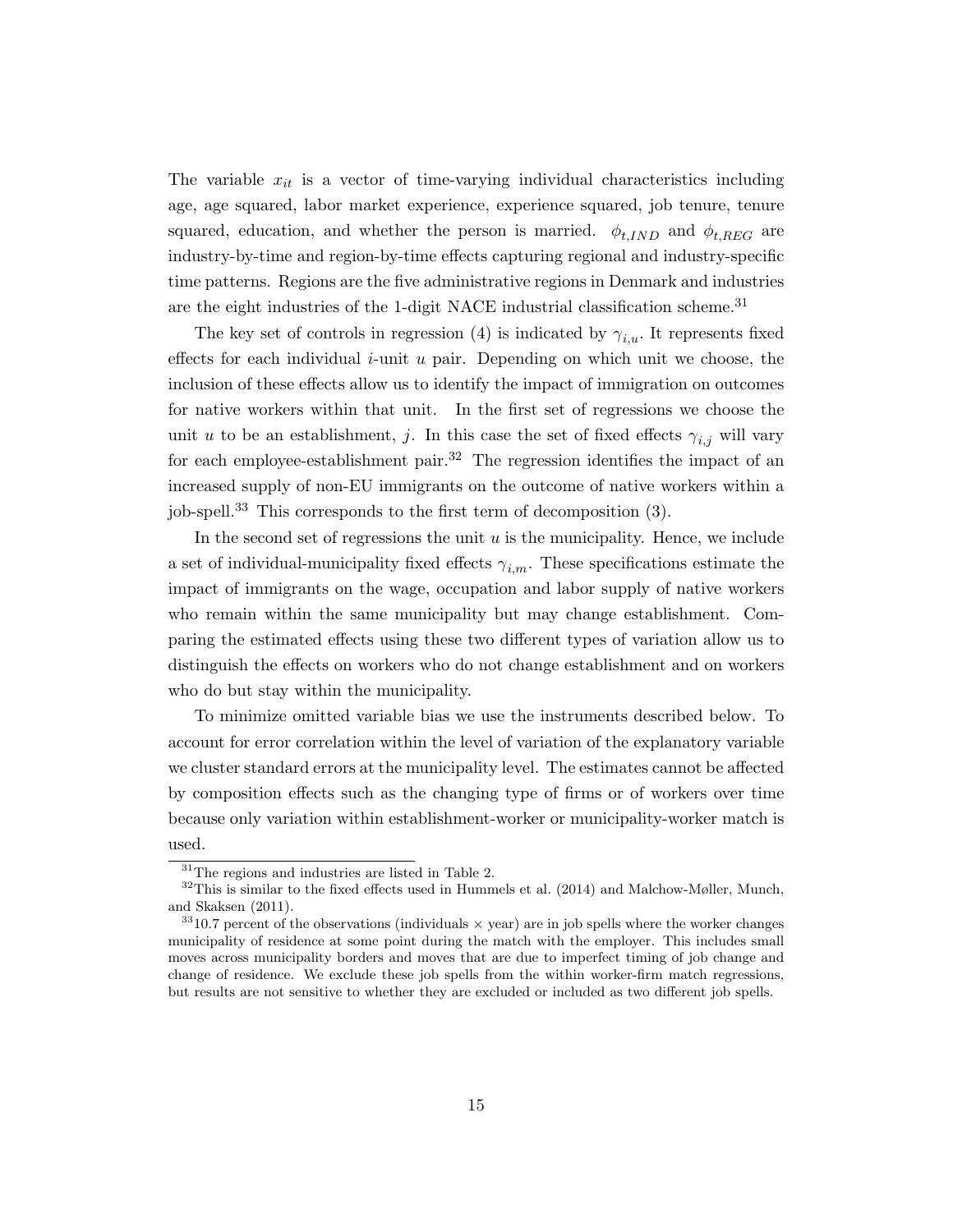The variable $x_{it}$ is a vector of time-varying individual characteristics including age, age squared, labor market experience, experience squared, job tenure, tenure squared, education, and whether the person is married. $\phi_{t,IND}$ and $\phi_{t,REG}$ are industry-by-time and region-by-time effects capturing regional and industry-specific time patterns. Regions are the five administrative regions in Denmark and industries are the eight industries of the 1-digit NACE industrial classification scheme.[31]

The key set of controls in regression (4) is indicated by $\gamma_{i,u}$. It represents fixed effects for each individual $i$-unit $u$ pair. Depending on which unit we choose, the inclusion of these effects allow us to identify the impact of immigration on outcomes for native workers within that unit. In the first set of regressions we choose the unit $u$ to be an establishment, $j$. In this case the set of fixed effects $\gamma_{i,j}$ will vary for each employee-establishment pair.[32] The regression identifies the impact of an increased supply of non-EU immigrants on the outcome of native workers within a job-spell.[33] This corresponds to the first term of decomposition (3).

In the second set of regressions the unit $u$ is the municipality. Hence, we include a set of individual-municipality fixed effects $\gamma_{i,m}$. These specifications estimate the impact of immigrants on the wage, occupation and labor supply of native workers who remain within the same municipality but may change establishment. Comparing the estimated effects using these two different types of variation allow us to distinguish the effects on workers who do not change establishment and on workers who do but stay within the municipality.

To minimize omitted variable bias we use the instruments described below. To account for error correlation within the level of variation of the explanatory variable we cluster standard errors at the municipality level. The estimates cannot be affected by composition effects such as the changing type of firms or of workers over time because only variation within establishment-worker or municipality-worker match is used.

[31] The regions and industries are listed in Table 2.

[32] This is similar to the fixed effects used in Hummels et al. (2014) and Malchow-Møller, Munch, and Skaksen (2011).

[33] 10.7 percent of the observations (individuals × year) are in job spells where the worker changes municipality of residence at some point during the match with the employer. This includes small moves across municipality borders and moves that are due to imperfect timing of job change and change of residence. We exclude these job spells from the within worker-firm match regressions, but results are not sensitive to whether they are excluded or included as two different job spells.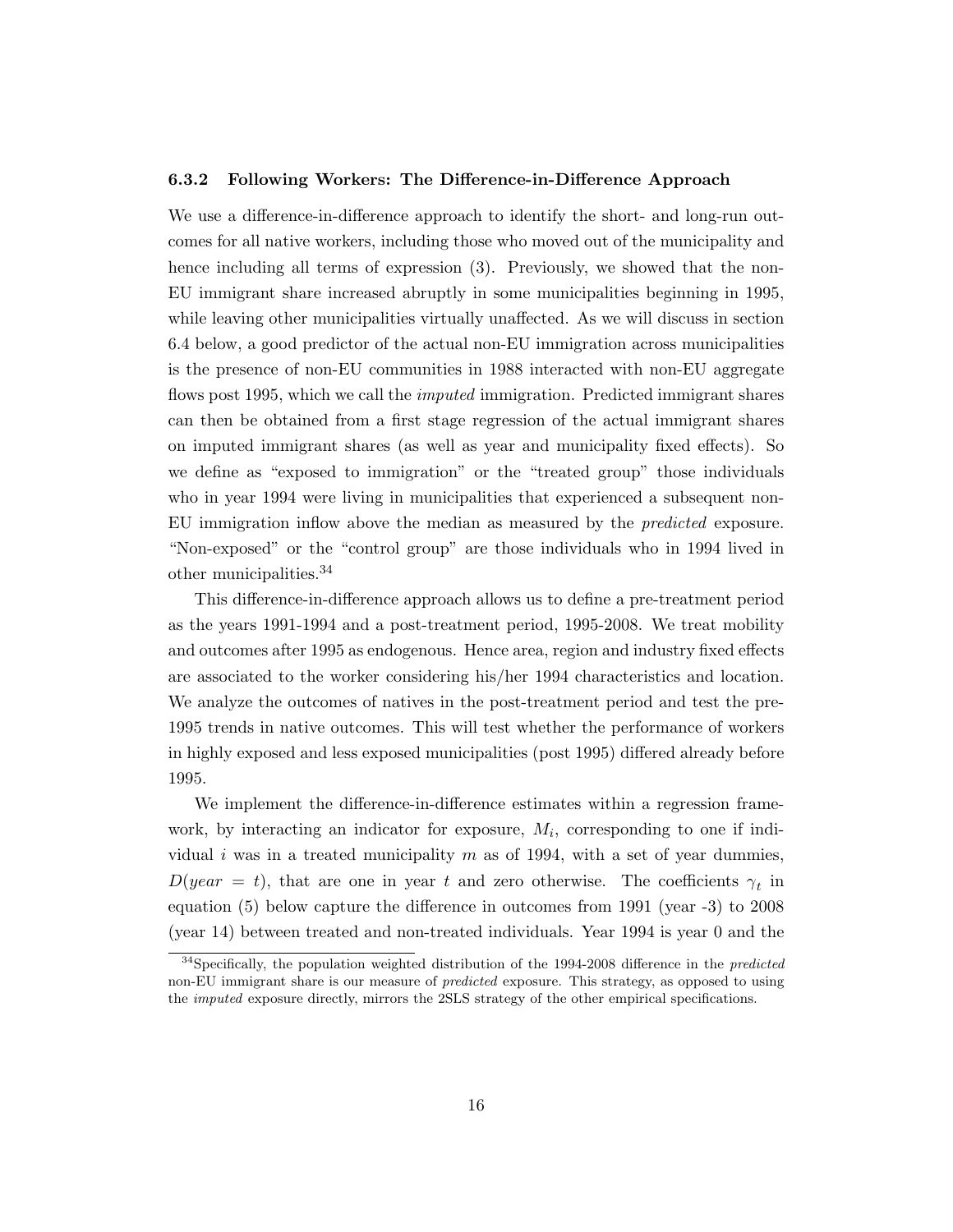#### 6.3.2 Following Workers: The Difference-in-Difference Approach

We use a difference-in-difference approach to identify the short- and long-run outcomes for all native workers, including those who moved out of the municipality and hence including all terms of expression (3). Previously, we showed that the non-EU immigrant share increased abruptly in some municipalities beginning in 1995, while leaving other municipalities virtually unaffected. As we will discuss in section 6.4 below, a good predictor of the actual non-EU immigration across municipalities is the presence of non-EU communities in 1988 interacted with non-EU aggregate flows post 1995, which we call the *imputed* immigration. Predicted immigrant shares can then be obtained from a first stage regression of the actual immigrant shares on imputed immigrant shares (as well as year and municipality fixed effects). So we define as "exposed to immigration" or the "treated group" those individuals who in year 1994 were living in municipalities that experienced a subsequent non-EU immigration inflow above the median as measured by the *predicted* exposure. "Non-exposed" or the "control group" are those individuals who in 1994 lived in other municipalities.[34]

This difference-in-difference approach allows us to define a pre-treatment period as the years 1991-1994 and a post-treatment period, 1995-2008. We treat mobility and outcomes after 1995 as endogenous. Hence area, region and industry fixed effects are associated to the worker considering his/her 1994 characteristics and location. We analyze the outcomes of natives in the post-treatment period and test the pre-1995 trends in native outcomes. This will test whether the performance of workers in highly exposed and less exposed municipalities (post 1995) differed already before 1995.

We implement the difference-in-difference estimates within a regression framework, by interacting an indicator for exposure, $M_i$, corresponding to one if individual $i$ was in a treated municipality $m$ as of 1994, with a set of year dummies, $D(year = t)$, that are one in year $t$ and zero otherwise. The coefficients $\gamma_t$ in equation (5) below capture the difference in outcomes from 1991 (year -3) to 2008 (year 14) between treated and non-treated individuals. Year 1994 is year 0 and the

[34] Specifically, the population weighted distribution of the 1994-2008 difference in the *predicted* non-EU immigrant share is our measure of *predicted* exposure. This strategy, as opposed to using the *imputed* exposure directly, mirrors the 2SLS strategy of the other empirical specifications.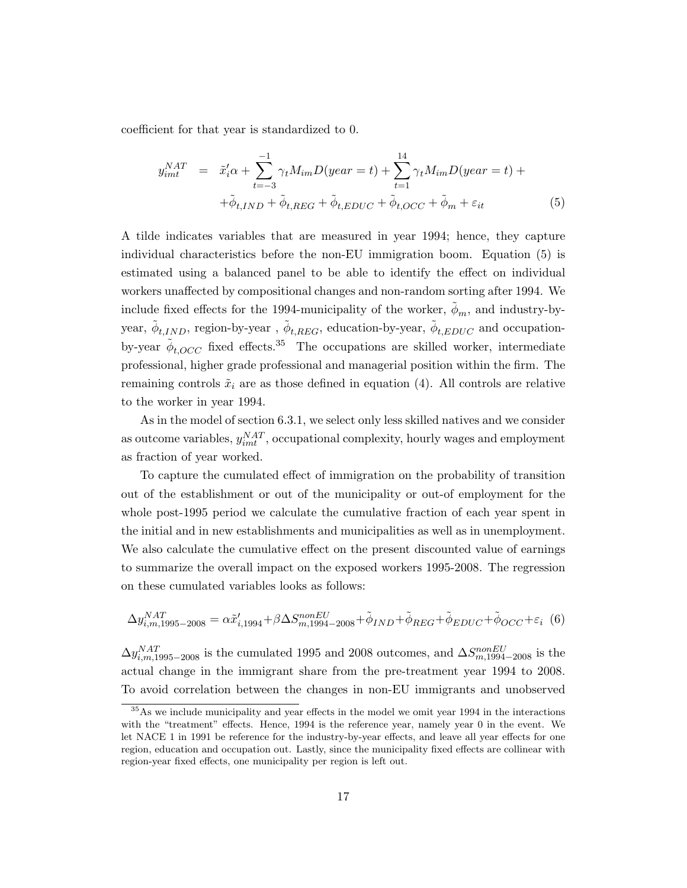coefficient for that year is standardized to 0.

$$
\begin{aligned}
y_{imt}^{NAT} &= \tilde{x}_i'\alpha + \sum_{t=-3}^{-1} \gamma_t M_{im} D(year = t) + \sum_{t=1}^{14} \gamma_t M_{im} D(year = t) + \\
&\quad + \tilde{\phi}_{t,IND} + \tilde{\phi}_{t,REG} + \tilde{\phi}_{t,EDUC} + \tilde{\phi}_{t,OCC} + \tilde{\phi}_m + \varepsilon_{it} \qquad (5)
\end{aligned}
$$

A tilde indicates variables that are measured in year 1994; hence, they capture individual characteristics before the non-EU immigration boom. Equation (5) is estimated using a balanced panel to be able to identify the effect on individual workers unaffected by compositional changes and non-random sorting after 1994. We include fixed effects for the 1994-municipality of the worker, $\tilde{\phi}_m$, and industry-by-year, $\tilde{\phi}_{t,IND}$, region-by-year , $\tilde{\phi}_{t,REG}$, education-by-year, $\tilde{\phi}_{t,EDUC}$ and occupation-by-year $\tilde{\phi}_{t,OCC}$ fixed effects.[35] The occupations are skilled worker, intermediate professional, higher grade professional and managerial position within the firm. The remaining controls $\tilde{x}_i$ are as those defined in equation (4). All controls are relative to the worker in year 1994.

As in the model of section 6.3.1, we select only less skilled natives and we consider as outcome variables, $y_{imt}^{NAT}$, occupational complexity, hourly wages and employment as fraction of year worked.

To capture the cumulated effect of immigration on the probability of transition out of the establishment or out of the municipality or out-of employment for the whole post-1995 period we calculate the cumulative fraction of each year spent in the initial and in new establishments and municipalities as well as in unemployment. We also calculate the cumulative effect on the present discounted value of earnings to summarize the overall impact on the exposed workers 1995-2008. The regression on these cumulated variables looks as follows:

$$
\Delta y_{i,m,1995-2008}^{NAT} = \alpha \tilde{x}_{i,1994}' + \beta \Delta S_{m,1994-2008}^{nonEU} + \tilde{\phi}_{IND} + \tilde{\phi}_{REG} + \tilde{\phi}_{EDUC} + \tilde{\phi}_{OCC} + \varepsilon_i \quad (6)
$$

$\Delta y_{i,m,1995-2008}^{NAT}$ is the cumulated 1995 and 2008 outcomes, and $\Delta S_{m,1994-2008}^{nonEU}$ is the actual change in the immigrant share from the pre-treatment year 1994 to 2008. To avoid correlation between the changes in non-EU immigrants and unobserved

[35] As we include municipality and year effects in the model we omit year 1994 in the interactions with the "treatment" effects. Hence, 1994 is the reference year, namely year 0 in the event. We let NACE 1 in 1991 be reference for the industry-by-year effects, and leave all year effects for one region, education and occupation out. Lastly, since the municipality fixed effects are collinear with region-year fixed effects, one municipality per region is left out.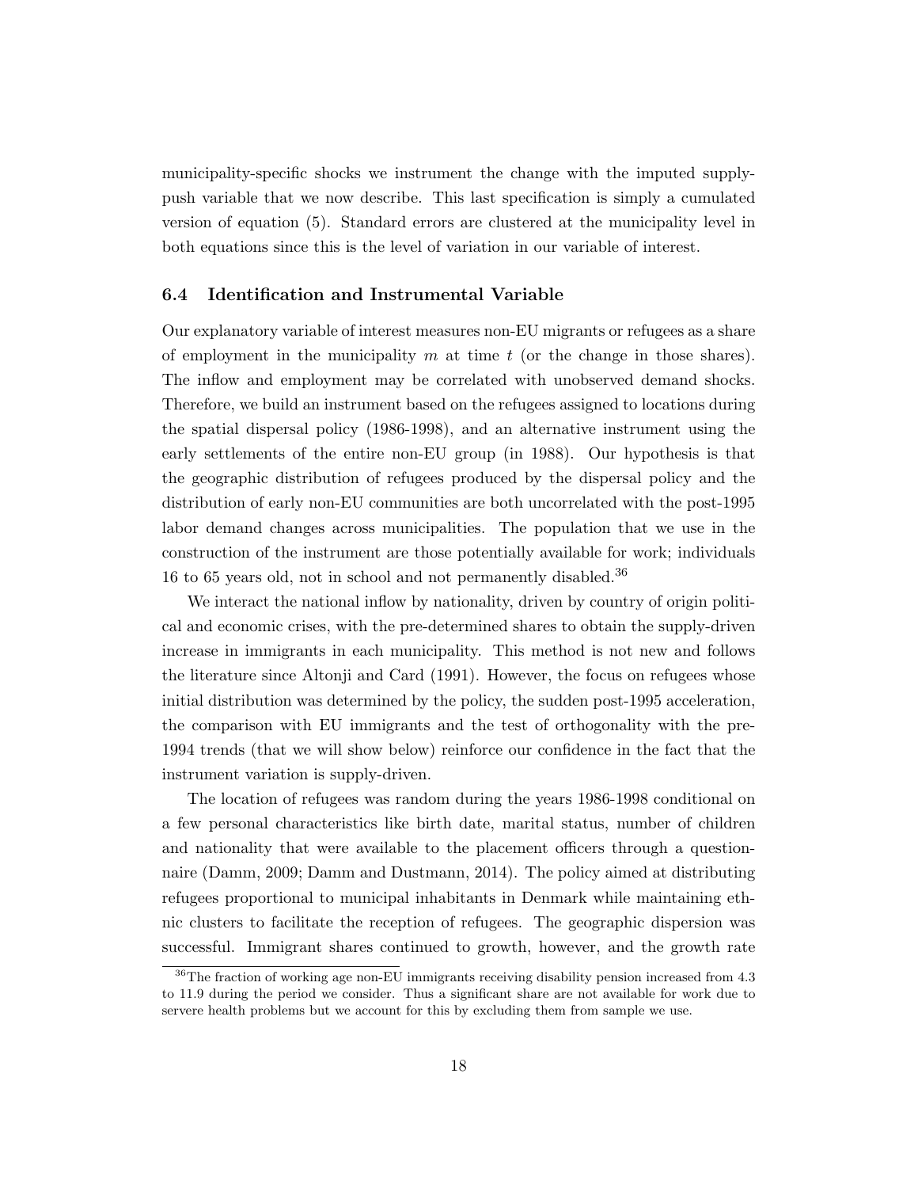municipality-specific shocks we instrument the change with the imputed supply-push variable that we now describe. This last specification is simply a cumulated version of equation (5). Standard errors are clustered at the municipality level in both equations since this is the level of variation in our variable of interest.

### 6.4 Identification and Instrumental Variable

Our explanatory variable of interest measures non-EU migrants or refugees as a share of employment in the municipality $m$ at time $t$ (or the change in those shares). The inflow and employment may be correlated with unobserved demand shocks. Therefore, we build an instrument based on the refugees assigned to locations during the spatial dispersal policy (1986-1998), and an alternative instrument using the early settlements of the entire non-EU group (in 1988). Our hypothesis is that the geographic distribution of refugees produced by the dispersal policy and the distribution of early non-EU communities are both uncorrelated with the post-1995 labor demand changes across municipalities. The population that we use in the construction of the instrument are those potentially available for work; individuals 16 to 65 years old, not in school and not permanently disabled.[36]

We interact the national inflow by nationality, driven by country of origin political and economic crises, with the pre-determined shares to obtain the supply-driven increase in immigrants in each municipality. This method is not new and follows the literature since Altonji and Card (1991). However, the focus on refugees whose initial distribution was determined by the policy, the sudden post-1995 acceleration, the comparison with EU immigrants and the test of orthogonality with the pre-1994 trends (that we will show below) reinforce our confidence in the fact that the instrument variation is supply-driven.

The location of refugees was random during the years 1986-1998 conditional on a few personal characteristics like birth date, marital status, number of children and nationality that were available to the placement officers through a questionnaire (Damm, 2009; Damm and Dustmann, 2014). The policy aimed at distributing refugees proportional to municipal inhabitants in Denmark while maintaining ethnic clusters to facilitate the reception of refugees. The geographic dispersion was successful. Immigrant shares continued to growth, however, and the growth rate

[36] The fraction of working age non-EU immigrants receiving disability pension increased from 4.3 to 11.9 during the period we consider. Thus a significant share are not available for work due to servere health problems but we account for this by excluding them from sample we use.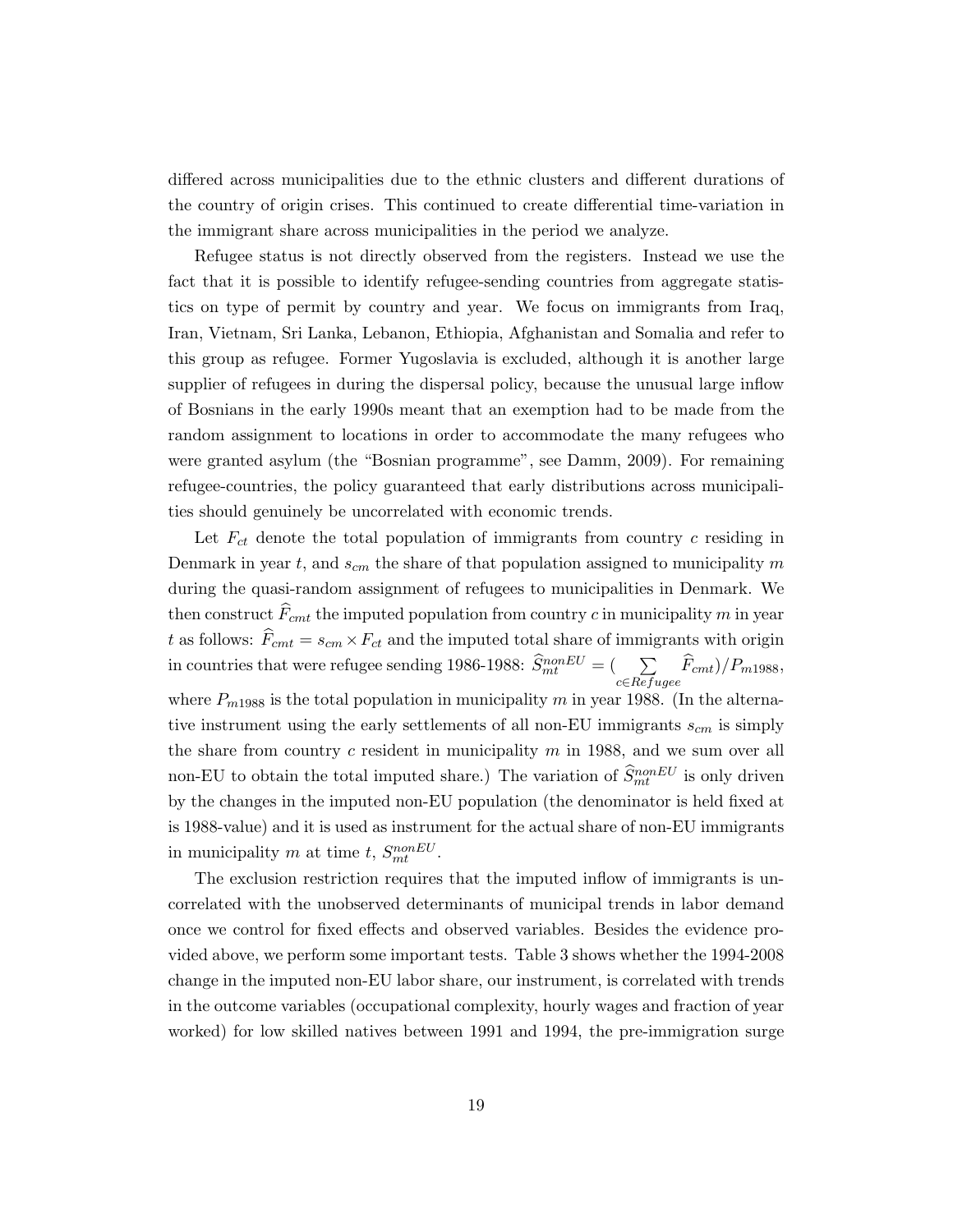differed across municipalities due to the ethnic clusters and different durations of the country of origin crises. This continued to create differential time-variation in the immigrant share across municipalities in the period we analyze.

Refugee status is not directly observed from the registers. Instead we use the fact that it is possible to identify refugee-sending countries from aggregate statistics on type of permit by country and year. We focus on immigrants from Iraq, Iran, Vietnam, Sri Lanka, Lebanon, Ethiopia, Afghanistan and Somalia and refer to this group as refugee. Former Yugoslavia is excluded, although it is another large supplier of refugees in during the dispersal policy, because the unusual large inflow of Bosnians in the early 1990s meant that an exemption had to be made from the random assignment to locations in order to accommodate the many refugees who were granted asylum (the "Bosnian programme", see Damm, 2009). For remaining refugee-countries, the policy guaranteed that early distributions across municipalities should genuinely be uncorrelated with economic trends.

Let $F_{ct}$ denote the total population of immigrants from country $c$ residing in Denmark in year $t$, and $s_{cm}$ the share of that population assigned to municipality $m$ during the quasi-random assignment of refugees to municipalities in Denmark. We then construct $\widehat{F}_{cmt}$ the imputed population from country $c$ in municipality $m$ in year $t$ as follows: $\widehat{F}_{cmt} = s_{cm} \times F_{ct}$ and the imputed total share of immigrants with origin in countries that were refugee sending 1986-1988: $\widehat{S}_{mt}^{nonEU} = (\sum_{c \in Refugee} \widehat{F}_{cmt})/P_{m1988}$, where $P_{m1988}$ is the total population in municipality $m$ in year 1988. (In the alternative instrument using the early settlements of all non-EU immigrants $s_{cm}$ is simply the share from country $c$ resident in municipality $m$ in 1988, and we sum over all non-EU to obtain the total imputed share.) The variation of $\widehat{S}_{mt}^{nonEU}$ is only driven by the changes in the imputed non-EU population (the denominator is held fixed at is 1988-value) and it is used as instrument for the actual share of non-EU immigrants in municipality $m$ at time $t$, $S_{mt}^{nonEU}$.

The exclusion restriction requires that the imputed inflow of immigrants is uncorrelated with the unobserved determinants of municipal trends in labor demand once we control for fixed effects and observed variables. Besides the evidence provided above, we perform some important tests. Table 3 shows whether the 1994-2008 change in the imputed non-EU labor share, our instrument, is correlated with trends in the outcome variables (occupational complexity, hourly wages and fraction of year worked) for low skilled natives between 1991 and 1994, the pre-immigration surge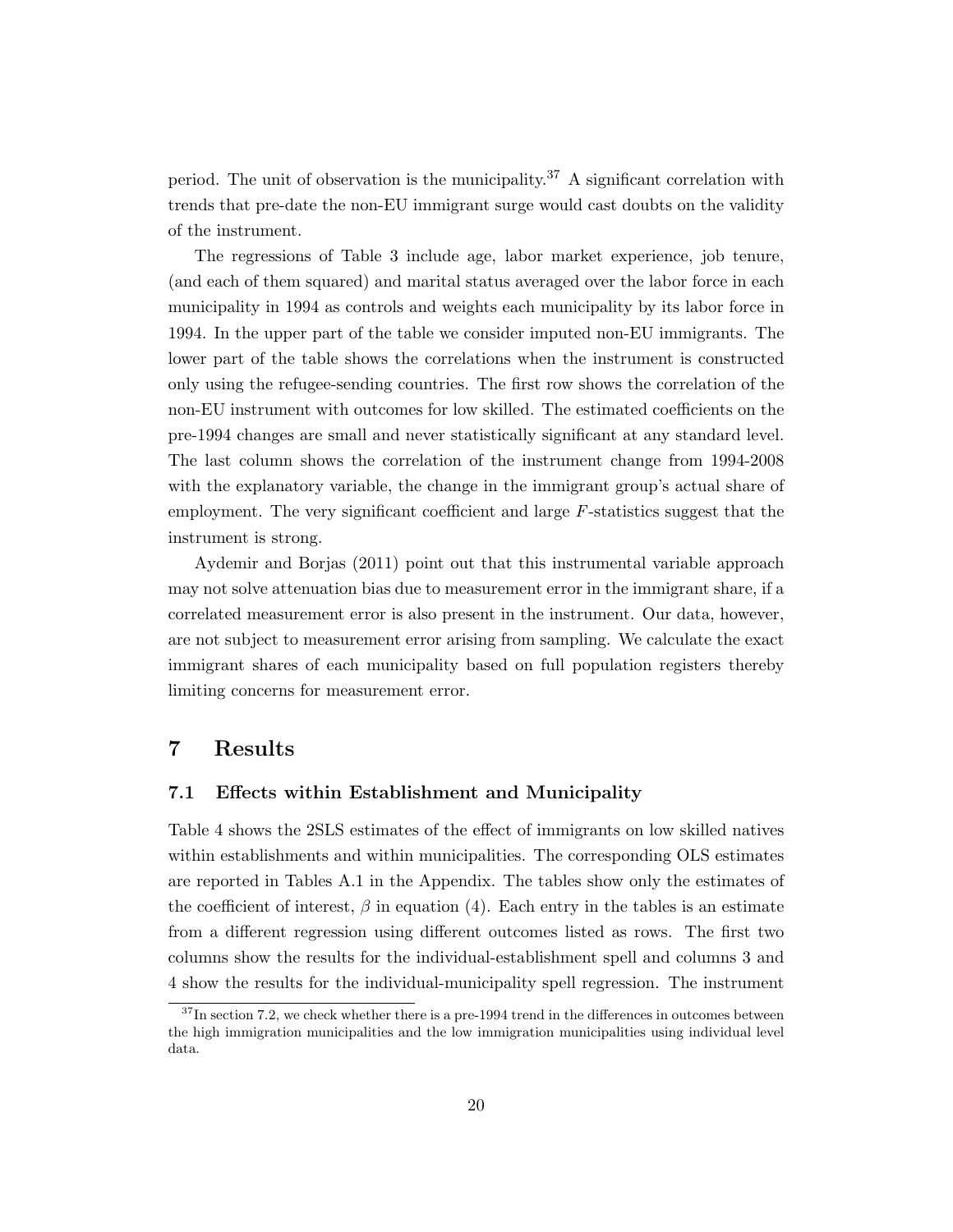period. The unit of observation is the municipality.[37] A significant correlation with trends that pre-date the non-EU immigrant surge would cast doubts on the validity of the instrument.

The regressions of Table 3 include age, labor market experience, job tenure, (and each of them squared) and marital status averaged over the labor force in each municipality in 1994 as controls and weights each municipality by its labor force in 1994. In the upper part of the table we consider imputed non-EU immigrants. The lower part of the table shows the correlations when the instrument is constructed only using the refugee-sending countries. The first row shows the correlation of the non-EU instrument with outcomes for low skilled. The estimated coefficients on the pre-1994 changes are small and never statistically significant at any standard level. The last column shows the correlation of the instrument change from 1994-2008 with the explanatory variable, the change in the immigrant group's actual share of employment. The very significant coefficient and large $F$-statistics suggest that the instrument is strong.

Aydemir and Borjas (2011) point out that this instrumental variable approach may not solve attenuation bias due to measurement error in the immigrant share, if a correlated measurement error is also present in the instrument. Our data, however, are not subject to measurement error arising from sampling. We calculate the exact immigrant shares of each municipality based on full population registers thereby limiting concerns for measurement error.

# 7 Results

## 7.1 Effects within Establishment and Municipality

Table 4 shows the 2SLS estimates of the effect of immigrants on low skilled natives within establishments and within municipalities. The corresponding OLS estimates are reported in Tables A.1 in the Appendix. The tables show only the estimates of the coefficient of interest, $\beta$ in equation (4). Each entry in the tables is an estimate from a different regression using different outcomes listed as rows. The first two columns show the results for the individual-establishment spell and columns 3 and 4 show the results for the individual-municipality spell regression. The instrument

[37] In section 7.2, we check whether there is a pre-1994 trend in the differences in outcomes between the high immigration municipalities and the low immigration municipalities using individual level data.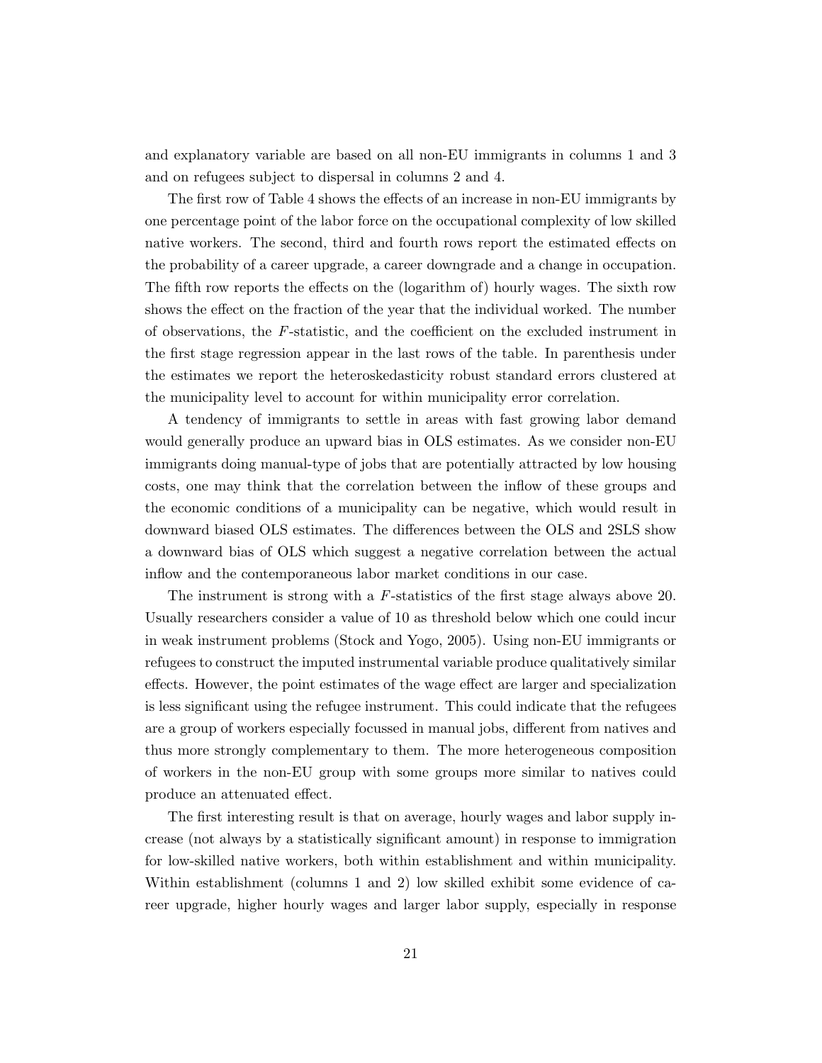and explanatory variable are based on all non-EU immigrants in columns 1 and 3 and on refugees subject to dispersal in columns 2 and 4.

The first row of Table 4 shows the effects of an increase in non-EU immigrants by one percentage point of the labor force on the occupational complexity of low skilled native workers. The second, third and fourth rows report the estimated effects on the probability of a career upgrade, a career downgrade and a change in occupation. The fifth row reports the effects on the (logarithm of) hourly wages. The sixth row shows the effect on the fraction of the year that the individual worked. The number of observations, the $F$-statistic, and the coefficient on the excluded instrument in the first stage regression appear in the last rows of the table. In parenthesis under the estimates we report the heteroskedasticity robust standard errors clustered at the municipality level to account for within municipality error correlation.

A tendency of immigrants to settle in areas with fast growing labor demand would generally produce an upward bias in OLS estimates. As we consider non-EU immigrants doing manual-type of jobs that are potentially attracted by low housing costs, one may think that the correlation between the inflow of these groups and the economic conditions of a municipality can be negative, which would result in downward biased OLS estimates. The differences between the OLS and 2SLS show a downward bias of OLS which suggest a negative correlation between the actual inflow and the contemporaneous labor market conditions in our case.

The instrument is strong with a $F$-statistics of the first stage always above 20. Usually researchers consider a value of 10 as threshold below which one could incur in weak instrument problems (Stock and Yogo, 2005). Using non-EU immigrants or refugees to construct the imputed instrumental variable produce qualitatively similar effects. However, the point estimates of the wage effect are larger and specialization is less significant using the refugee instrument. This could indicate that the refugees are a group of workers especially focussed in manual jobs, different from natives and thus more strongly complementary to them. The more heterogeneous composition of workers in the non-EU group with some groups more similar to natives could produce an attenuated effect.

The first interesting result is that on average, hourly wages and labor supply increase (not always by a statistically significant amount) in response to immigration for low-skilled native workers, both within establishment and within municipality. Within establishment (columns 1 and 2) low skilled exhibit some evidence of career upgrade, higher hourly wages and larger labor supply, especially in response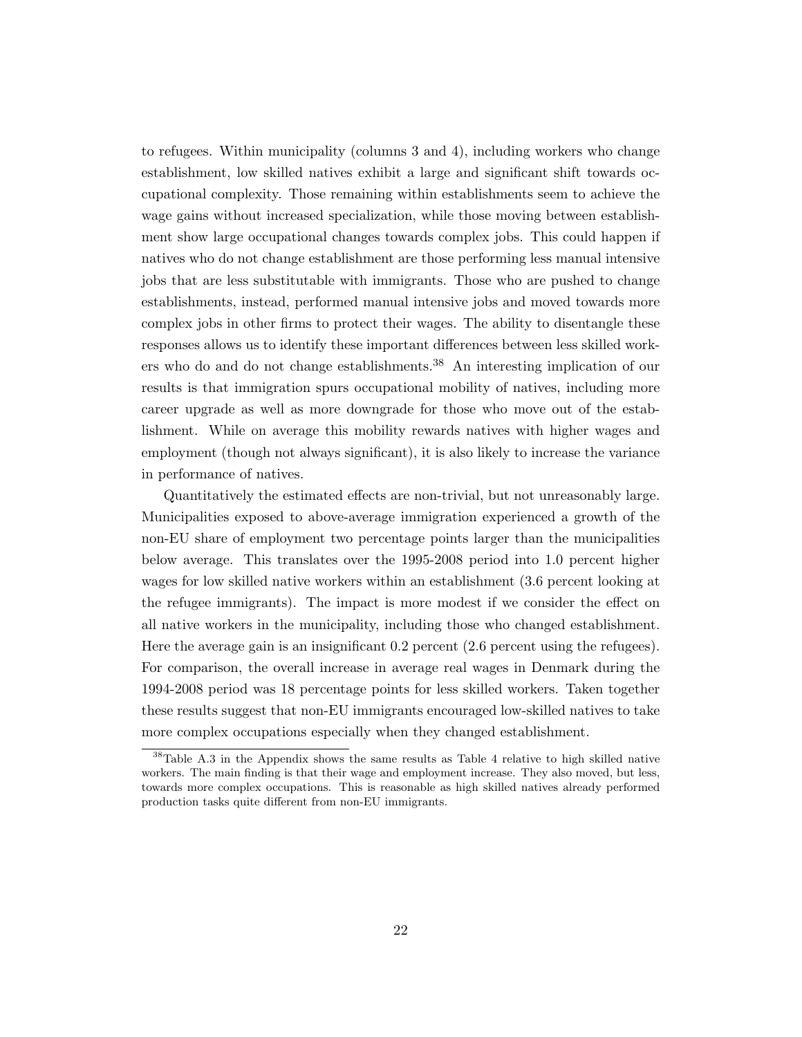to refugees. Within municipality (columns 3 and 4), including workers who change establishment, low skilled natives exhibit a large and significant shift towards occupational complexity. Those remaining within establishments seem to achieve the wage gains without increased specialization, while those moving between establishment show large occupational changes towards complex jobs. This could happen if natives who do not change establishment are those performing less manual intensive jobs that are less substitutable with immigrants. Those who are pushed to change establishments, instead, performed manual intensive jobs and moved towards more complex jobs in other firms to protect their wages. The ability to disentangle these responses allows us to identify these important differences between less skilled workers who do and do not change establishments.[38] An interesting implication of our results is that immigration spurs occupational mobility of natives, including more career upgrade as well as more downgrade for those who move out of the establishment. While on average this mobility rewards natives with higher wages and employment (though not always significant), it is also likely to increase the variance in performance of natives.

Quantitatively the estimated effects are non-trivial, but not unreasonably large. Municipalities exposed to above-average immigration experienced a growth of the non-EU share of employment two percentage points larger than the municipalities below average. This translates over the 1995-2008 period into 1.0 percent higher wages for low skilled native workers within an establishment (3.6 percent looking at the refugee immigrants). The impact is more modest if we consider the effect on all native workers in the municipality, including those who changed establishment. Here the average gain is an insignificant 0.2 percent (2.6 percent using the refugees). For comparison, the overall increase in average real wages in Denmark during the 1994-2008 period was 18 percentage points for less skilled workers. Taken together these results suggest that non-EU immigrants encouraged low-skilled natives to take more complex occupations especially when they changed establishment.

[38]Table A.3 in the Appendix shows the same results as Table 4 relative to high skilled native workers. The main finding is that their wage and employment increase. They also moved, but less, towards more complex occupations. This is reasonable as high skilled natives already performed production tasks quite different from non-EU immigrants.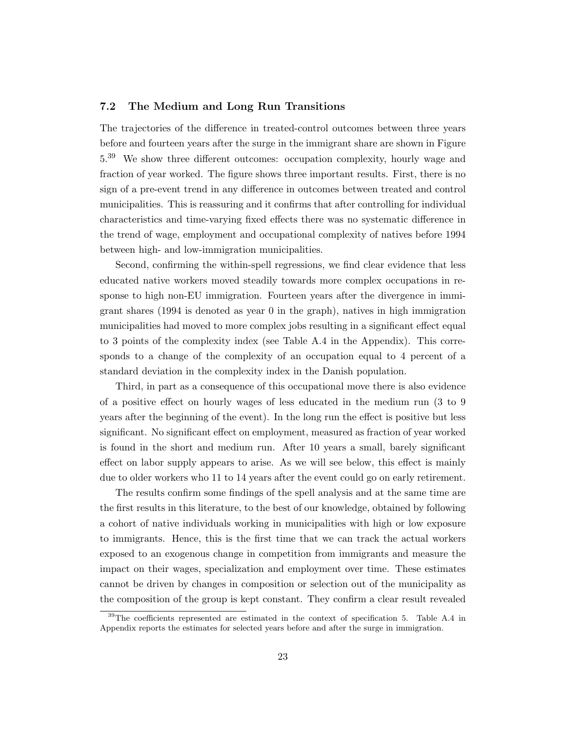### 7.2 The Medium and Long Run Transitions

The trajectories of the difference in treated-control outcomes between three years before and fourteen years after the surge in the immigrant share are shown in Figure 5.[39] We show three different outcomes: occupation complexity, hourly wage and fraction of year worked. The figure shows three important results. First, there is no sign of a pre-event trend in any difference in outcomes between treated and control municipalities. This is reassuring and it confirms that after controlling for individual characteristics and time-varying fixed effects there was no systematic difference in the trend of wage, employment and occupational complexity of natives before 1994 between high- and low-immigration municipalities.

Second, confirming the within-spell regressions, we find clear evidence that less educated native workers moved steadily towards more complex occupations in response to high non-EU immigration. Fourteen years after the divergence in immigrant shares (1994 is denoted as year 0 in the graph), natives in high immigration municipalities had moved to more complex jobs resulting in a significant effect equal to 3 points of the complexity index (see Table A.4 in the Appendix). This corresponds to a change of the complexity of an occupation equal to 4 percent of a standard deviation in the complexity index in the Danish population.

Third, in part as a consequence of this occupational move there is also evidence of a positive effect on hourly wages of less educated in the medium run (3 to 9 years after the beginning of the event). In the long run the effect is positive but less significant. No significant effect on employment, measured as fraction of year worked is found in the short and medium run. After 10 years a small, barely significant effect on labor supply appears to arise. As we will see below, this effect is mainly due to older workers who 11 to 14 years after the event could go on early retirement.

The results confirm some findings of the spell analysis and at the same time are the first results in this literature, to the best of our knowledge, obtained by following a cohort of native individuals working in municipalities with high or low exposure to immigrants. Hence, this is the first time that we can track the actual workers exposed to an exogenous change in competition from immigrants and measure the impact on their wages, specialization and employment over time. These estimates cannot be driven by changes in composition or selection out of the municipality as the composition of the group is kept constant. They confirm a clear result revealed

[39] The coefficients represented are estimated in the context of specification 5. Table A.4 in Appendix reports the estimates for selected years before and after the surge in immigration.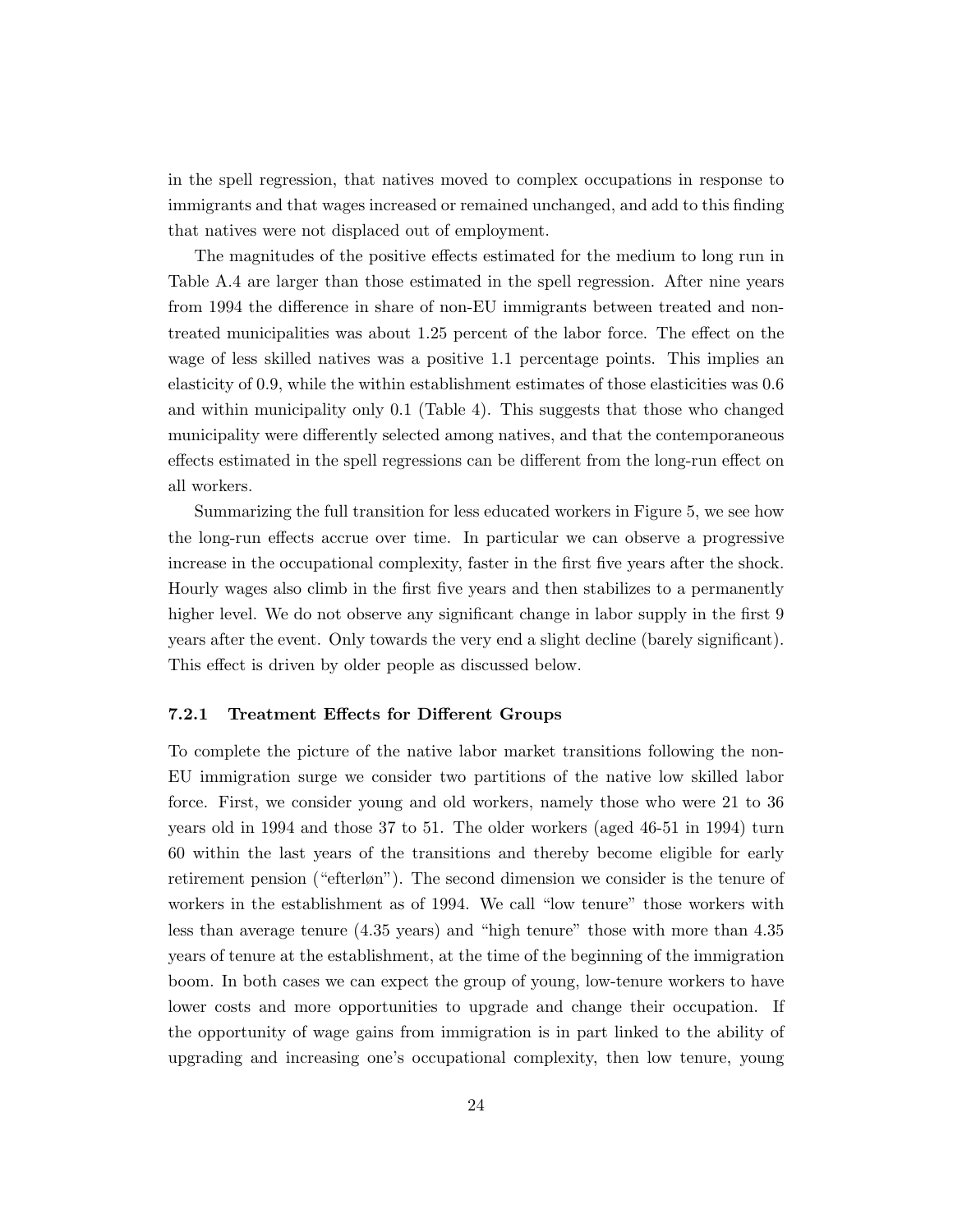in the spell regression, that natives moved to complex occupations in response to immigrants and that wages increased or remained unchanged, and add to this finding that natives were not displaced out of employment.

The magnitudes of the positive effects estimated for the medium to long run in Table A.4 are larger than those estimated in the spell regression. After nine years from 1994 the difference in share of non-EU immigrants between treated and non-treated municipalities was about 1.25 percent of the labor force. The effect on the wage of less skilled natives was a positive 1.1 percentage points. This implies an elasticity of 0.9, while the within establishment estimates of those elasticities was 0.6 and within municipality only 0.1 (Table 4). This suggests that those who changed municipality were differently selected among natives, and that the contemporaneous effects estimated in the spell regressions can be different from the long-run effect on all workers.

Summarizing the full transition for less educated workers in Figure 5, we see how the long-run effects accrue over time. In particular we can observe a progressive increase in the occupational complexity, faster in the first five years after the shock. Hourly wages also climb in the first five years and then stabilizes to a permanently higher level. We do not observe any significant change in labor supply in the first 9 years after the event. Only towards the very end a slight decline (barely significant). This effect is driven by older people as discussed below.

### 7.2.1 Treatment Effects for Different Groups

To complete the picture of the native labor market transitions following the non-EU immigration surge we consider two partitions of the native low skilled labor force. First, we consider young and old workers, namely those who were 21 to 36 years old in 1994 and those 37 to 51. The older workers (aged 46-51 in 1994) turn 60 within the last years of the transitions and thereby become eligible for early retirement pension ("efterløn"). The second dimension we consider is the tenure of workers in the establishment as of 1994. We call "low tenure" those workers with less than average tenure (4.35 years) and "high tenure" those with more than 4.35 years of tenure at the establishment, at the time of the beginning of the immigration boom. In both cases we can expect the group of young, low-tenure workers to have lower costs and more opportunities to upgrade and change their occupation. If the opportunity of wage gains from immigration is in part linked to the ability of upgrading and increasing one's occupational complexity, then low tenure, young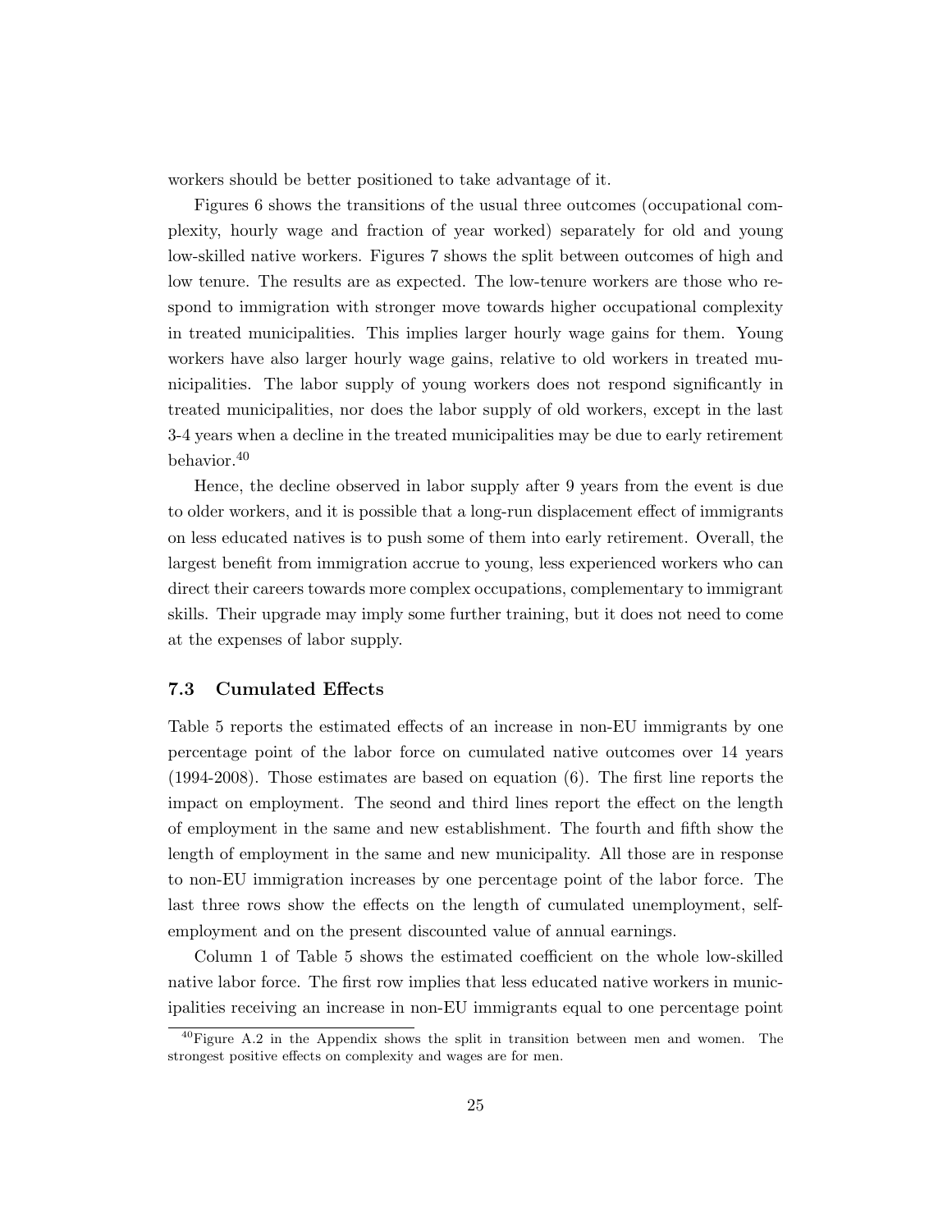workers should be better positioned to take advantage of it.

Figures 6 shows the transitions of the usual three outcomes (occupational complexity, hourly wage and fraction of year worked) separately for old and young low-skilled native workers. Figures 7 shows the split between outcomes of high and low tenure. The results are as expected. The low-tenure workers are those who respond to immigration with stronger move towards higher occupational complexity in treated municipalities. This implies larger hourly wage gains for them. Young workers have also larger hourly wage gains, relative to old workers in treated municipalities. The labor supply of young workers does not respond significantly in treated municipalities, nor does the labor supply of old workers, except in the last 3-4 years when a decline in the treated municipalities may be due to early retirement behavior.[40]

Hence, the decline observed in labor supply after 9 years from the event is due to older workers, and it is possible that a long-run displacement effect of immigrants on less educated natives is to push some of them into early retirement. Overall, the largest benefit from immigration accrue to young, less experienced workers who can direct their careers towards more complex occupations, complementary to immigrant skills. Their upgrade may imply some further training, but it does not need to come at the expenses of labor supply.

### 7.3 Cumulated Effects

Table 5 reports the estimated effects of an increase in non-EU immigrants by one percentage point of the labor force on cumulated native outcomes over 14 years (1994-2008). Those estimates are based on equation (6). The first line reports the impact on employment. The seond and third lines report the effect on the length of employment in the same and new establishment. The fourth and fifth show the length of employment in the same and new municipality. All those are in response to non-EU immigration increases by one percentage point of the labor force. The last three rows show the effects on the length of cumulated unemployment, self-employment and on the present discounted value of annual earnings.

Column 1 of Table 5 shows the estimated coefficient on the whole low-skilled native labor force. The first row implies that less educated native workers in municipalities receiving an increase in non-EU immigrants equal to one percentage point

[40] Figure A.2 in the Appendix shows the split in transition between men and women. The strongest positive effects on complexity and wages are for men.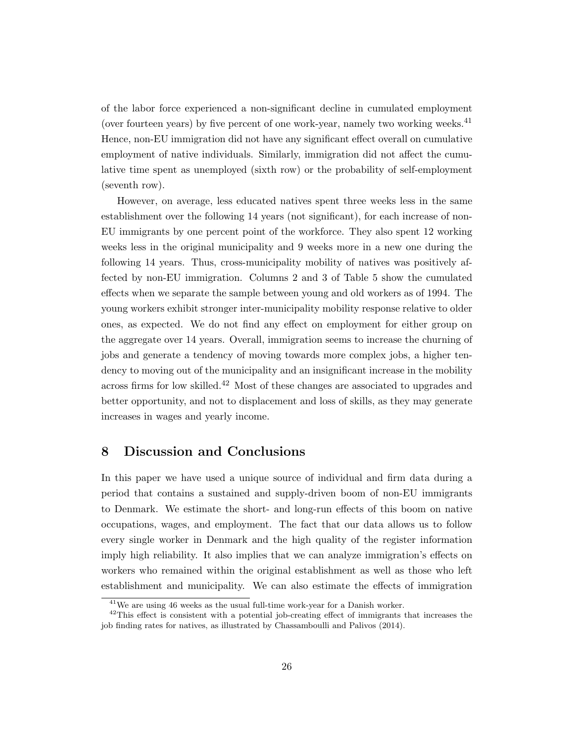of the labor force experienced a non-significant decline in cumulated employment (over fourteen years) by five percent of one work-year, namely two working weeks.[41] Hence, non-EU immigration did not have any significant effect overall on cumulative employment of native individuals. Similarly, immigration did not affect the cumulative time spent as unemployed (sixth row) or the probability of self-employment (seventh row).

However, on average, less educated natives spent three weeks less in the same establishment over the following 14 years (not significant), for each increase of non-EU immigrants by one percent point of the workforce. They also spent 12 working weeks less in the original municipality and 9 weeks more in a new one during the following 14 years. Thus, cross-municipality mobility of natives was positively affected by non-EU immigration. Columns 2 and 3 of Table 5 show the cumulated effects when we separate the sample between young and old workers as of 1994. The young workers exhibit stronger inter-municipality mobility response relative to older ones, as expected. We do not find any effect on employment for either group on the aggregate over 14 years. Overall, immigration seems to increase the churning of jobs and generate a tendency of moving towards more complex jobs, a higher tendency to moving out of the municipality and an insignificant increase in the mobility across firms for low skilled.[42] Most of these changes are associated to upgrades and better opportunity, and not to displacement and loss of skills, as they may generate increases in wages and yearly income.

## 8 Discussion and Conclusions

In this paper we have used a unique source of individual and firm data during a period that contains a sustained and supply-driven boom of non-EU immigrants to Denmark. We estimate the short- and long-run effects of this boom on native occupations, wages, and employment. The fact that our data allows us to follow every single worker in Denmark and the high quality of the register information imply high reliability. It also implies that we can analyze immigration's effects on workers who remained within the original establishment as well as those who left establishment and municipality. We can also estimate the effects of immigration

[41] We are using 46 weeks as the usual full-time work-year for a Danish worker.

[42] This effect is consistent with a potential job-creating effect of immigrants that increases the job finding rates for natives, as illustrated by Chassamboulli and Palivos (2014).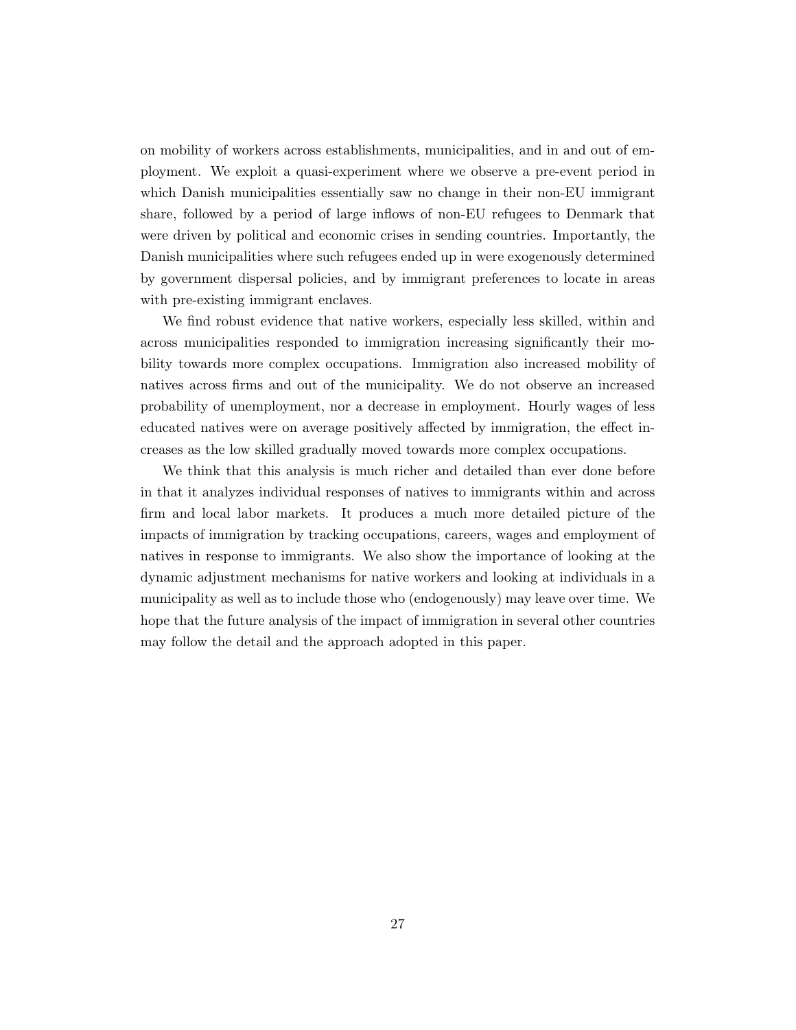on mobility of workers across establishments, municipalities, and in and out of employment. We exploit a quasi-experiment where we observe a pre-event period in which Danish municipalities essentially saw no change in their non-EU immigrant share, followed by a period of large inflows of non-EU refugees to Denmark that were driven by political and economic crises in sending countries. Importantly, the Danish municipalities where such refugees ended up in were exogenously determined by government dispersal policies, and by immigrant preferences to locate in areas with pre-existing immigrant enclaves.

We find robust evidence that native workers, especially less skilled, within and across municipalities responded to immigration increasing significantly their mobility towards more complex occupations. Immigration also increased mobility of natives across firms and out of the municipality. We do not observe an increased probability of unemployment, nor a decrease in employment. Hourly wages of less educated natives were on average positively affected by immigration, the effect increases as the low skilled gradually moved towards more complex occupations.

We think that this analysis is much richer and detailed than ever done before in that it analyzes individual responses of natives to immigrants within and across firm and local labor markets. It produces a much more detailed picture of the impacts of immigration by tracking occupations, careers, wages and employment of natives in response to immigrants. We also show the importance of looking at the dynamic adjustment mechanisms for native workers and looking at individuals in a municipality as well as to include those who (endogenously) may leave over time. We hope that the future analysis of the impact of immigration in several other countries may follow the detail and the approach adopted in this paper.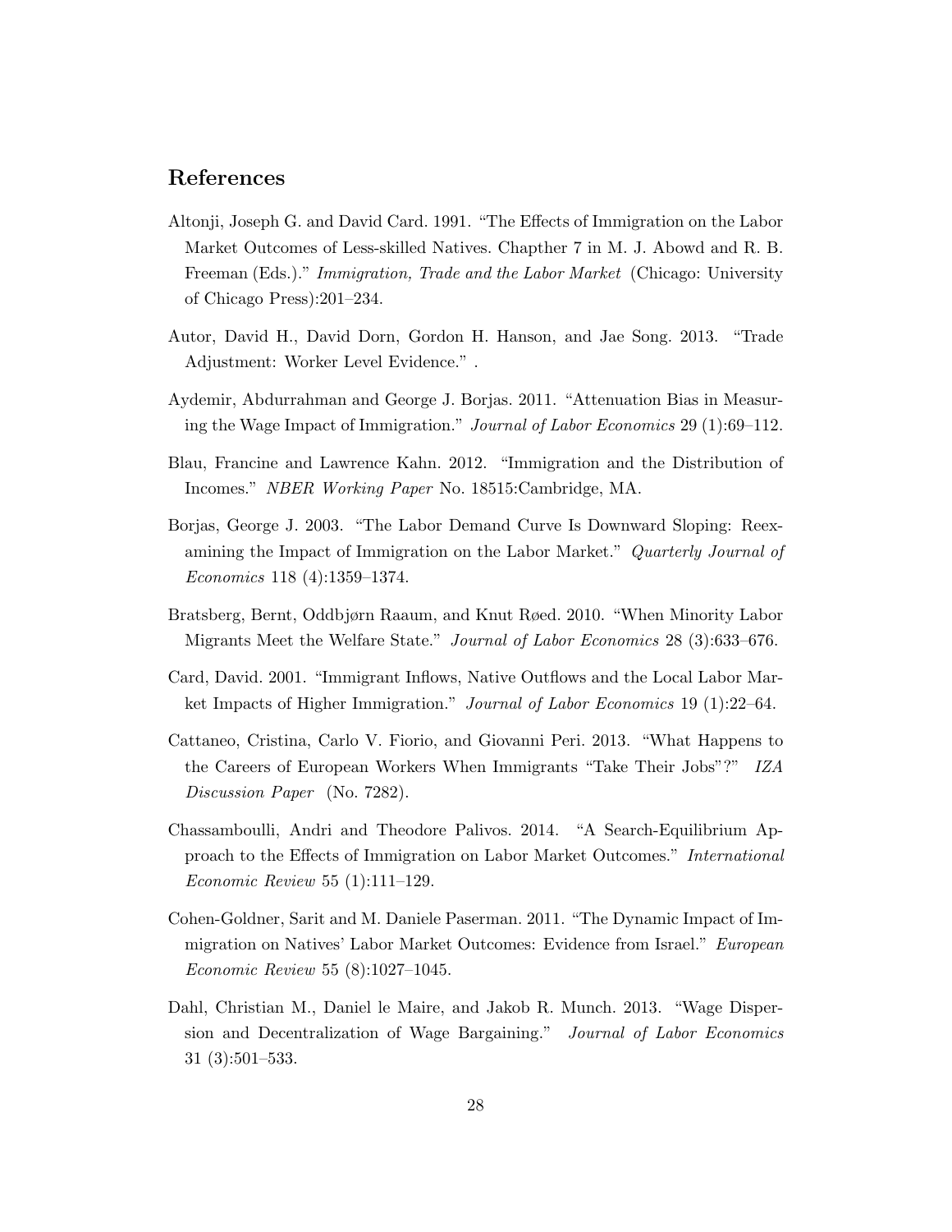## References

Altonji, Joseph G. and David Card. 1991. "The Effects of Immigration on the Labor Market Outcomes of Less-skilled Natives. Chapther 7 in M. J. Abowd and R. B. Freeman (Eds.)." *Immigration, Trade and the Labor Market* (Chicago: University of Chicago Press):201–234.

Autor, David H., David Dorn, Gordon H. Hanson, and Jae Song. 2013. "Trade Adjustment: Worker Level Evidence." .

Aydemir, Abdurrahman and George J. Borjas. 2011. "Attenuation Bias in Measuring the Wage Impact of Immigration." *Journal of Labor Economics* 29 (1):69–112.

Blau, Francine and Lawrence Kahn. 2012. "Immigration and the Distribution of Incomes." *NBER Working Paper* No. 18515:Cambridge, MA.

Borjas, George J. 2003. "The Labor Demand Curve Is Downward Sloping: Reexamining the Impact of Immigration on the Labor Market." *Quarterly Journal of Economics* 118 (4):1359–1374.

Bratsberg, Bernt, Oddbjørn Raaum, and Knut Røed. 2010. "When Minority Labor Migrants Meet the Welfare State." *Journal of Labor Economics* 28 (3):633–676.

Card, David. 2001. "Immigrant Inflows, Native Outflows and the Local Labor Market Impacts of Higher Immigration." *Journal of Labor Economics* 19 (1):22–64.

Cattaneo, Cristina, Carlo V. Fiorio, and Giovanni Peri. 2013. "What Happens to the Careers of European Workers When Immigrants "Take Their Jobs"?" *IZA Discussion Paper* (No. 7282).

Chassamboulli, Andri and Theodore Palivos. 2014. "A Search-Equilibrium Approach to the Effects of Immigration on Labor Market Outcomes." *International Economic Review* 55 (1):111–129.

Cohen-Goldner, Sarit and M. Daniele Paserman. 2011. "The Dynamic Impact of Immigration on Natives' Labor Market Outcomes: Evidence from Israel." *European Economic Review* 55 (8):1027–1045.

Dahl, Christian M., Daniel le Maire, and Jakob R. Munch. 2013. "Wage Dispersion and Decentralization of Wage Bargaining." *Journal of Labor Economics* 31 (3):501–533.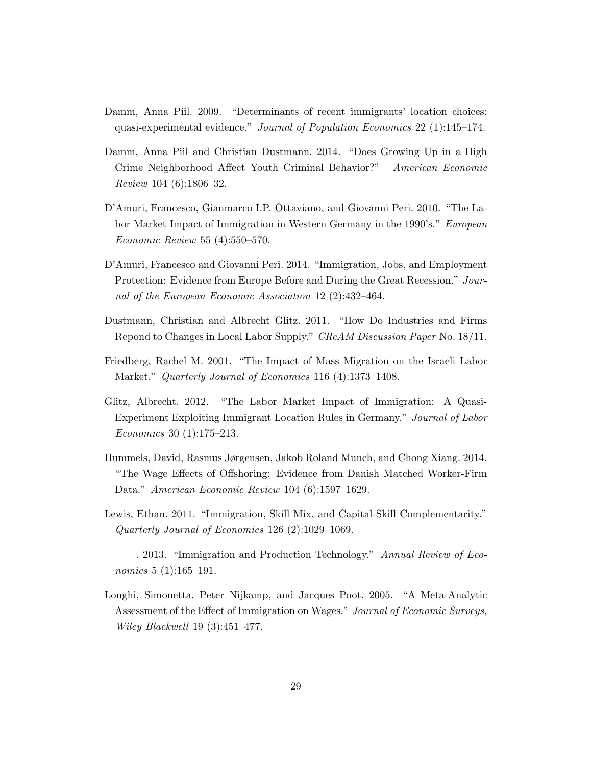Damm, Anna Piil. 2009. "Determinants of recent immigrants' location choices: quasi-experimental evidence." *Journal of Population Economics* 22 (1):145–174.

Damm, Anna Piil and Christian Dustmann. 2014. "Does Growing Up in a High Crime Neighborhood Affect Youth Criminal Behavior?" *American Economic Review* 104 (6):1806–32.

D'Amuri, Francesco, Gianmarco I.P. Ottaviano, and Giovanni Peri. 2010. "The Labor Market Impact of Immigration in Western Germany in the 1990's." *European Economic Review* 55 (4):550–570.

D'Amuri, Francesco and Giovanni Peri. 2014. "Immigration, Jobs, and Employment Protection: Evidence from Europe Before and During the Great Recession." *Journal of the European Economic Association* 12 (2):432–464.

Dustmann, Christian and Albrecht Glitz. 2011. "How Do Industries and Firms Repond to Changes in Local Labor Supply." *CReAM Discussion Paper* No. 18/11.

Friedberg, Rachel M. 2001. "The Impact of Mass Migration on the Israeli Labor Market." *Quarterly Journal of Economics* 116 (4):1373–1408.

Glitz, Albrecht. 2012. "The Labor Market Impact of Immigration: A Quasi-Experiment Exploiting Immigrant Location Rules in Germany." *Journal of Labor Economics* 30 (1):175–213.

Hummels, David, Rasmus Jørgensen, Jakob Roland Munch, and Chong Xiang. 2014. "The Wage Effects of Offshoring: Evidence from Danish Matched Worker-Firm Data." *American Economic Review* 104 (6):1597–1629.

Lewis, Ethan. 2011. "Immigration, Skill Mix, and Capital-Skill Complementarity." *Quarterly Journal of Economics* 126 (2):1029–1069.

———. 2013. "Immigration and Production Technology." *Annual Review of Economics* 5 (1):165–191.

Longhi, Simonetta, Peter Nijkamp, and Jacques Poot. 2005. "A Meta-Analytic Assessment of the Effect of Immigration on Wages." *Journal of Economic Surveys, Wiley Blackwell* 19 (3):451–477.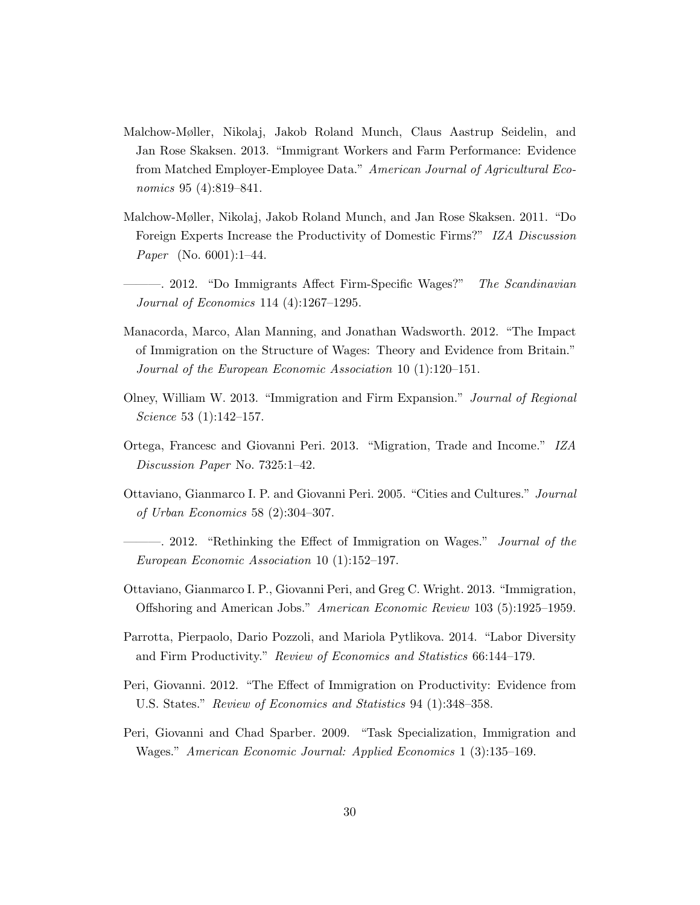Malchow-Møller, Nikolaj, Jakob Roland Munch, Claus Aastrup Seidelin, and Jan Rose Skaksen. 2013. "Immigrant Workers and Farm Performance: Evidence from Matched Employer-Employee Data." *American Journal of Agricultural Economics* 95 (4):819–841.

Malchow-Møller, Nikolaj, Jakob Roland Munch, and Jan Rose Skaksen. 2011. "Do Foreign Experts Increase the Productivity of Domestic Firms?" *IZA Discussion Paper* (No. 6001):1–44.

———. 2012. "Do Immigrants Affect Firm-Specific Wages?" *The Scandinavian Journal of Economics* 114 (4):1267–1295.

Manacorda, Marco, Alan Manning, and Jonathan Wadsworth. 2012. "The Impact of Immigration on the Structure of Wages: Theory and Evidence from Britain." *Journal of the European Economic Association* 10 (1):120–151.

Olney, William W. 2013. "Immigration and Firm Expansion." *Journal of Regional Science* 53 (1):142–157.

Ortega, Francesc and Giovanni Peri. 2013. "Migration, Trade and Income." *IZA Discussion Paper* No. 7325:1–42.

Ottaviano, Gianmarco I. P. and Giovanni Peri. 2005. "Cities and Cultures." *Journal of Urban Economics* 58 (2):304–307.

———. 2012. "Rethinking the Effect of Immigration on Wages." *Journal of the European Economic Association* 10 (1):152–197.

Ottaviano, Gianmarco I. P., Giovanni Peri, and Greg C. Wright. 2013. "Immigration, Offshoring and American Jobs." *American Economic Review* 103 (5):1925–1959.

Parrotta, Pierpaolo, Dario Pozzoli, and Mariola Pytlikova. 2014. "Labor Diversity and Firm Productivity." *Review of Economics and Statistics* 66:144–179.

Peri, Giovanni. 2012. "The Effect of Immigration on Productivity: Evidence from U.S. States." *Review of Economics and Statistics* 94 (1):348–358.

Peri, Giovanni and Chad Sparber. 2009. "Task Specialization, Immigration and Wages." *American Economic Journal: Applied Economics* 1 (3):135–169.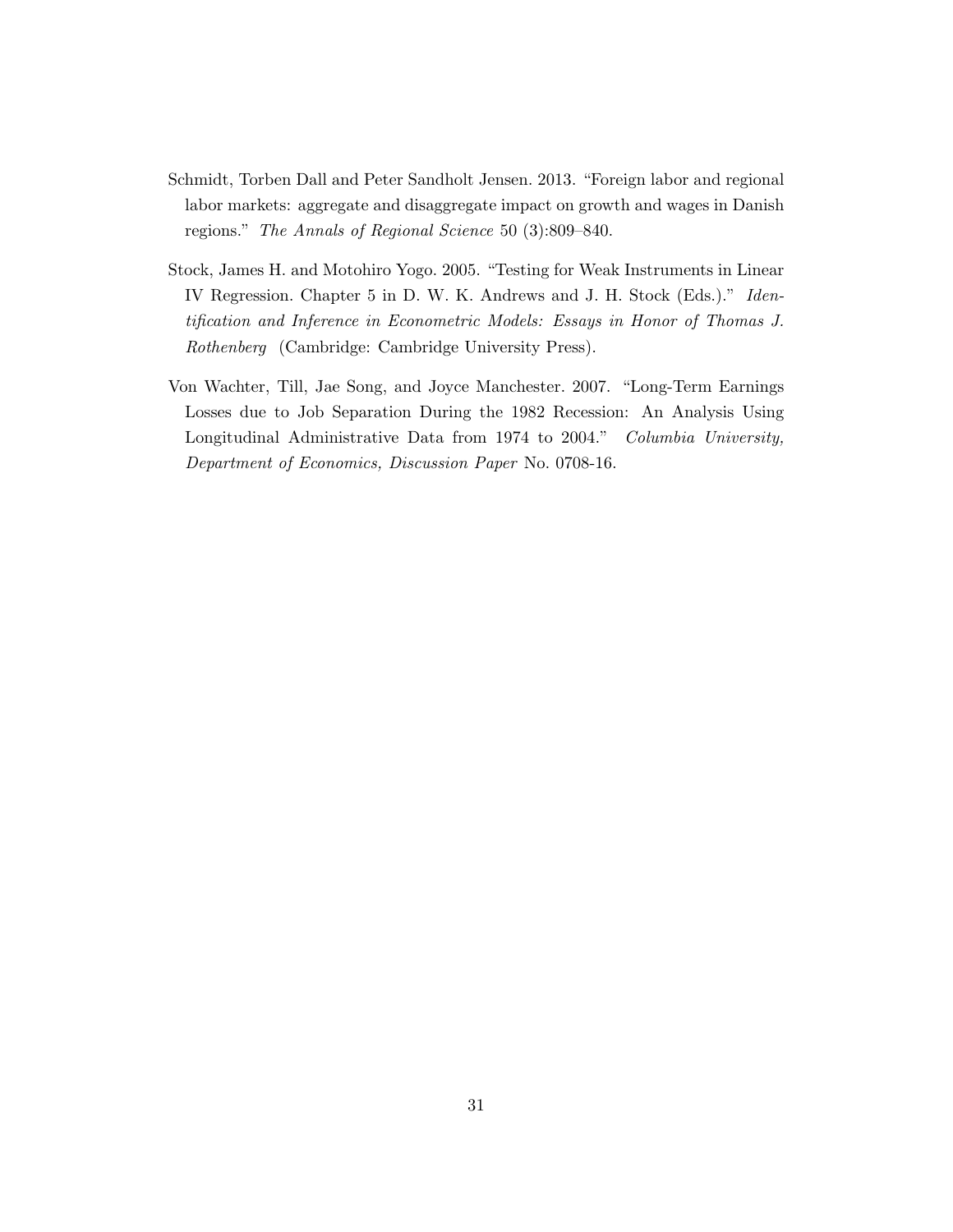Schmidt, Torben Dall and Peter Sandholt Jensen. 2013. "Foreign labor and regional labor markets: aggregate and disaggregate impact on growth and wages in Danish regions." *The Annals of Regional Science* 50 (3):809–840.

Stock, James H. and Motohiro Yogo. 2005. "Testing for Weak Instruments in Linear IV Regression. Chapter 5 in D. W. K. Andrews and J. H. Stock (Eds.)." *Identification and Inference in Econometric Models: Essays in Honor of Thomas J. Rothenberg* (Cambridge: Cambridge University Press).

Von Wachter, Till, Jae Song, and Joyce Manchester. 2007. "Long-Term Earnings Losses due to Job Separation During the 1982 Recession: An Analysis Using Longitudinal Administrative Data from 1974 to 2004." *Columbia University, Department of Economics, Discussion Paper* No. 0708-16.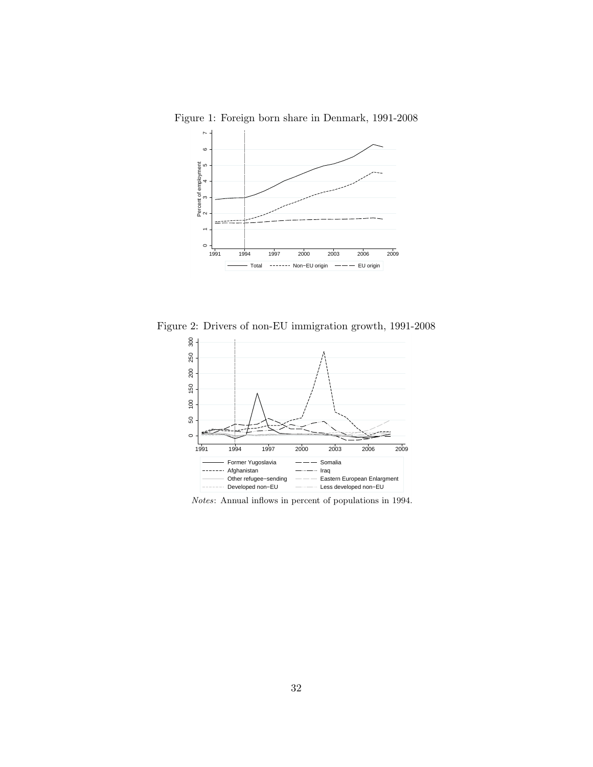Figure 1: Foreign born share in Denmark, 1991-2008

Figure 2: Drivers of non-EU immigration growth, 1991-2008

*Notes*: Annual inflows in percent of populations in 1994.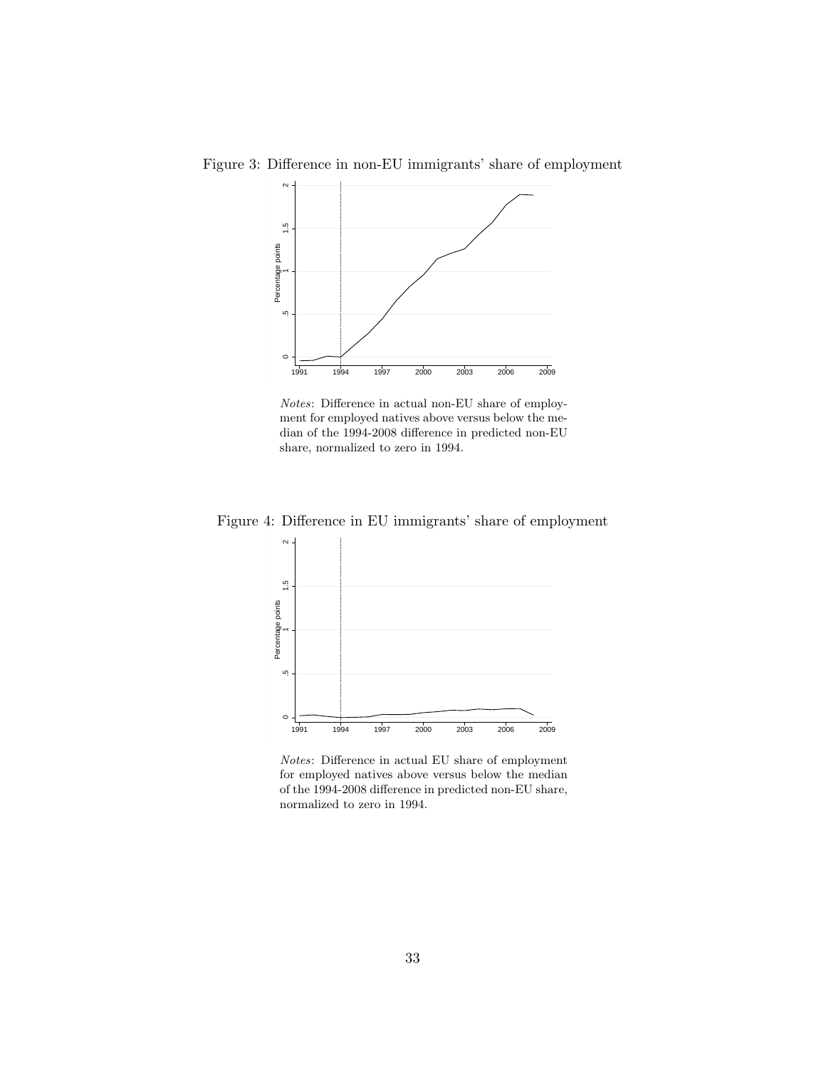Figure 3: Difference in non-EU immigrants' share of employment

Percentage points

0
.5
1
1.5
2

1991
1994
1997
2000
2003
2006
2009

*Notes*: Difference in actual non-EU share of employment for employed natives above versus below the median of the 1994-2008 difference in predicted non-EU share, normalized to zero in 1994.

Figure 4: Difference in EU immigrants' share of employment

Percentage points

0
.5
1
1.5
2

1991
1994
1997
2000
2003
2006
2009

*Notes*: Difference in actual EU share of employment for employed natives above versus below the median of the 1994-2008 difference in predicted non-EU share, normalized to zero in 1994.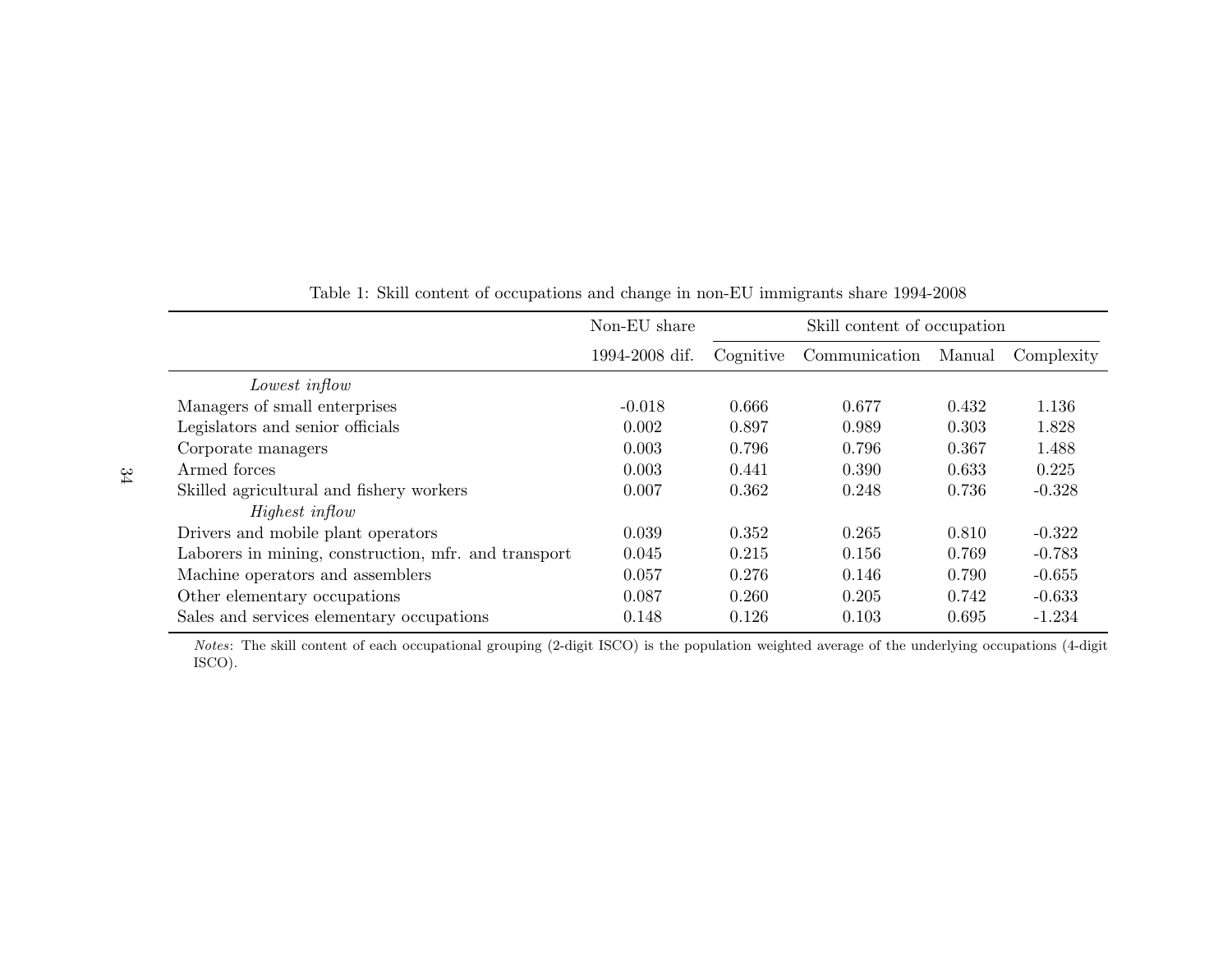Table 1: Skill content of occupations and change in non-EU immigrants share 1994-2008

| | Non-EU share | Skill content of occupation | | | |
|---|---|---|---|---|---|
| | 1994-2008 dif. | Cognitive | Communication | Manual | Complexity |
| *Lowest inflow* | | | | | |
| Managers of small enterprises | -0.018 | 0.666 | 0.677 | 0.432 | 1.136 |
| Legislators and senior officials | 0.002 | 0.897 | 0.989 | 0.303 | 1.828 |
| Corporate managers | 0.003 | 0.796 | 0.796 | 0.367 | 1.488 |
| Armed forces | 0.003 | 0.441 | 0.390 | 0.633 | 0.225 |
| Skilled agricultural and fishery workers | 0.007 | 0.362 | 0.248 | 0.736 | -0.328 |
| *Highest inflow* | | | | | |
| Drivers and mobile plant operators | 0.039 | 0.352 | 0.265 | 0.810 | -0.322 |
| Laborers in mining, construction, mfr. and transport | 0.045 | 0.215 | 0.156 | 0.769 | -0.783 |
| Machine operators and assemblers | 0.057 | 0.276 | 0.146 | 0.790 | -0.655 |
| Other elementary occupations | 0.087 | 0.260 | 0.205 | 0.742 | -0.633 |
| Sales and services elementary occupations | 0.148 | 0.126 | 0.103 | 0.695 | -1.234 |

*Notes*: The skill content of each occupational grouping (2-digit ISCO) is the population weighted average of the underlying occupations (4-digit ISCO).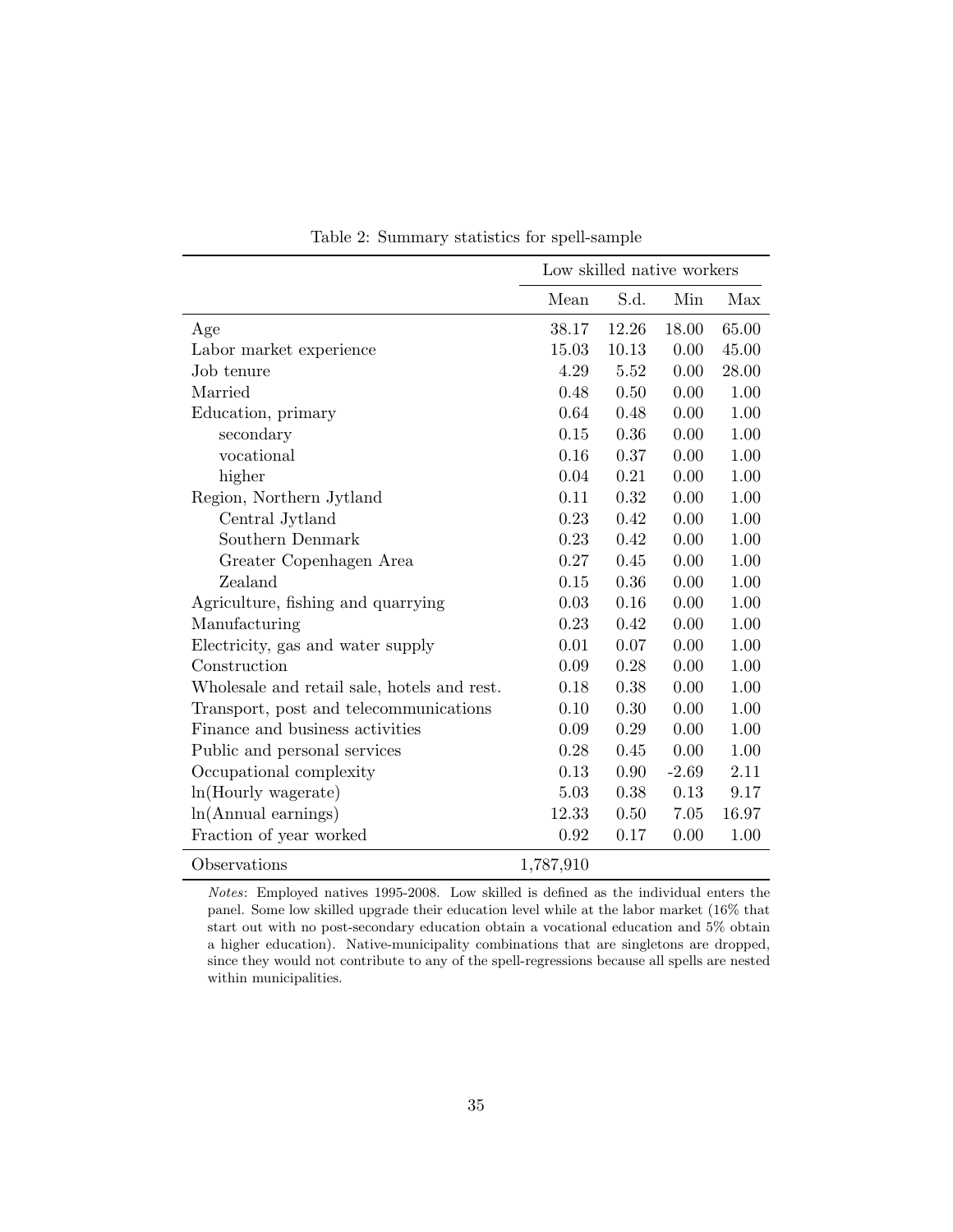Table 2: Summary statistics for spell-sample

| | Low skilled native workers | | | |
|---|---|---|---|---|
| | Mean | S.d. | Min | Max |
| Age | 38.17 | 12.26 | 18.00 | 65.00 |
| Labor market experience | 15.03 | 10.13 | 0.00 | 45.00 |
| Job tenure | 4.29 | 5.52 | 0.00 | 28.00 |
| Married | 0.48 | 0.50 | 0.00 | 1.00 |
| Education, primary | 0.64 | 0.48 | 0.00 | 1.00 |
| secondary | 0.15 | 0.36 | 0.00 | 1.00 |
| vocational | 0.16 | 0.37 | 0.00 | 1.00 |
| higher | 0.04 | 0.21 | 0.00 | 1.00 |
| Region, Northern Jytland | 0.11 | 0.32 | 0.00 | 1.00 |
| Central Jytland | 0.23 | 0.42 | 0.00 | 1.00 |
| Southern Denmark | 0.23 | 0.42 | 0.00 | 1.00 |
| Greater Copenhagen Area | 0.27 | 0.45 | 0.00 | 1.00 |
| Zealand | 0.15 | 0.36 | 0.00 | 1.00 |
| Agriculture, fishing and quarrying | 0.03 | 0.16 | 0.00 | 1.00 |
| Manufacturing | 0.23 | 0.42 | 0.00 | 1.00 |
| Electricity, gas and water supply | 0.01 | 0.07 | 0.00 | 1.00 |
| Construction | 0.09 | 0.28 | 0.00 | 1.00 |
| Wholesale and retail sale, hotels and rest. | 0.18 | 0.38 | 0.00 | 1.00 |
| Transport, post and telecommunications | 0.10 | 0.30 | 0.00 | 1.00 |
| Finance and business activities | 0.09 | 0.29 | 0.00 | 1.00 |
| Public and personal services | 0.28 | 0.45 | 0.00 | 1.00 |
| Occupational complexity | 0.13 | 0.90 | -2.69 | 2.11 |
| ln(Hourly wagerate) | 5.03 | 0.38 | 0.13 | 9.17 |
| ln(Annual earnings) | 12.33 | 0.50 | 7.05 | 16.97 |
| Fraction of year worked | 0.92 | 0.17 | 0.00 | 1.00 |
| Observations | 1,787,910 | | | |

*Notes*: Employed natives 1995-2008. Low skilled is defined as the individual enters the panel. Some low skilled upgrade their education level while at the labor market (16% that start out with no post-secondary education obtain a vocational education and 5% obtain a higher education). Native-municipality combinations that are singletons are dropped, since they would not contribute to any of the spell-regressions because all spells are nested within municipalities.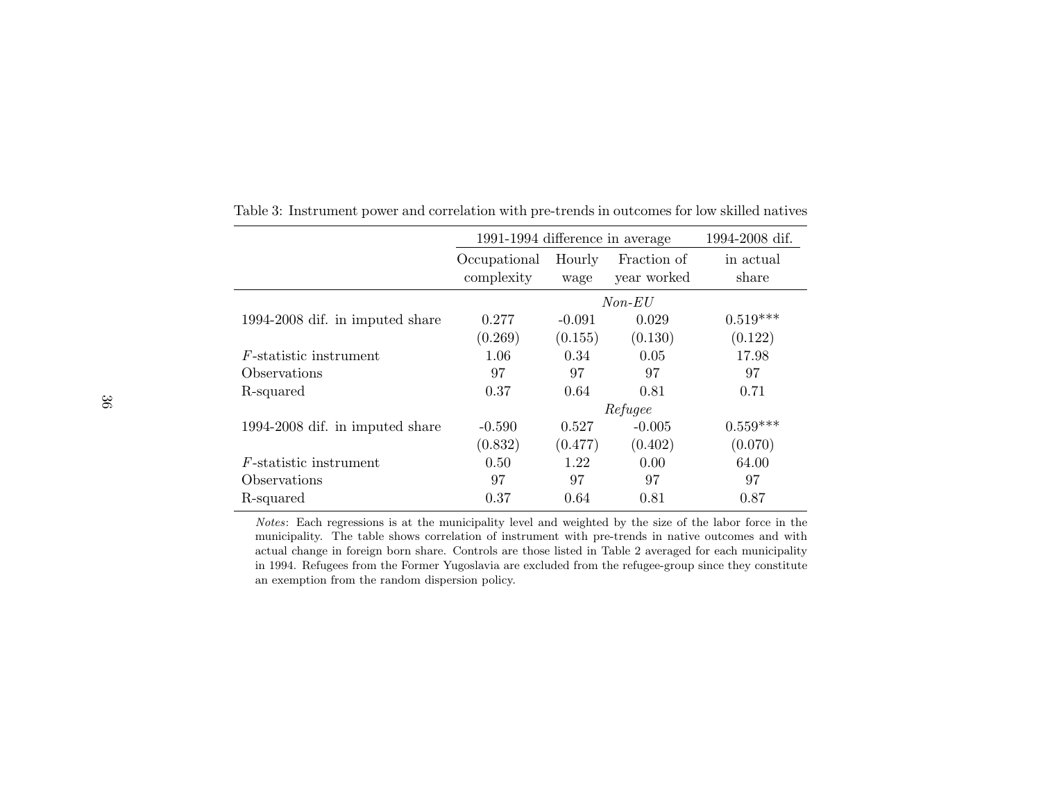Table 3: Instrument power and correlation with pre-trends in outcomes for low skilled natives

| | 1991-1994 difference in average | | | 1994-2008 dif. |
|---|---|---|---|---|
| | Occupational complexity | Hourly wage | Fraction of year worked | in actual share |
| | | | *Non-EU* | |
| 1994-2008 dif. in imputed share | 0.277 | -0.091 | 0.029 | 0.519*** |
| | (0.269) | (0.155) | (0.130) | (0.122) |
| *F*-statistic instrument | 1.06 | 0.34 | 0.05 | 17.98 |
| Observations | 97 | 97 | 97 | 97 |
| R-squared | 0.37 | 0.64 | 0.81 | 0.71 |
| | | | *Refugee* | |
| 1994-2008 dif. in imputed share | -0.590 | 0.527 | -0.005 | 0.559*** |
| | (0.832) | (0.477) | (0.402) | (0.070) |
| *F*-statistic instrument | 0.50 | 1.22 | 0.00 | 64.00 |
| Observations | 97 | 97 | 97 | 97 |
| R-squared | 0.37 | 0.64 | 0.81 | 0.87 |

*Notes*: Each regressions is at the municipality level and weighted by the size of the labor force in the municipality. The table shows correlation of instrument with pre-trends in native outcomes and with actual change in foreign born share. Controls are those listed in Table 2 averaged for each municipality in 1994. Refugees from the Former Yugoslavia are excluded from the refugee-group since they constitute an exemption from the random dispersion policy.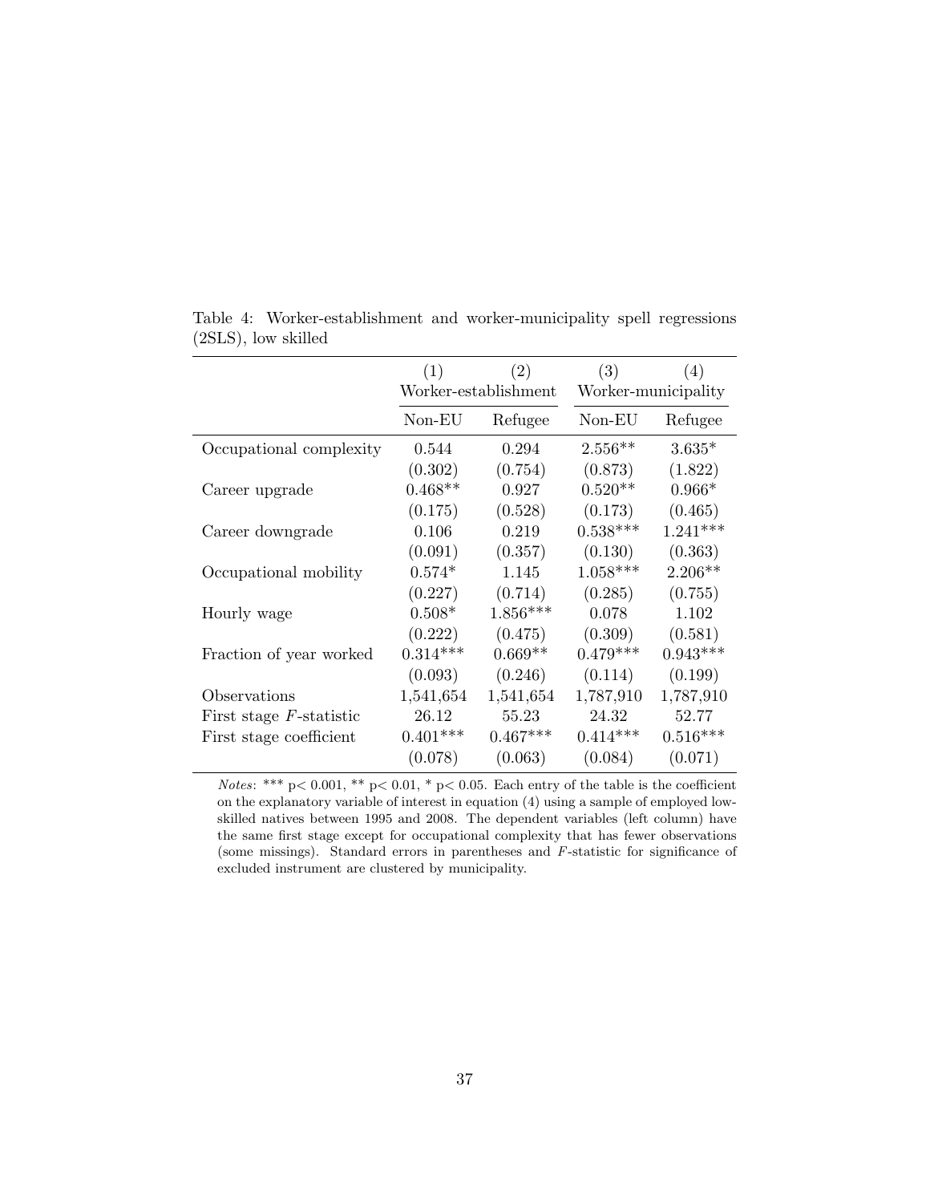Table 4: Worker-establishment and worker-municipality spell regressions (2SLS), low skilled

| | (1) | (2) | (3) | (4) |
|---|---|---|---|---|
| | Worker-establishment | | Worker-municipality | |
| | Non-EU | Refugee | Non-EU | Refugee |
| Occupational complexity | 0.544 | 0.294 | 2.556** | 3.635* |
| | (0.302) | (0.754) | (0.873) | (1.822) |
| Career upgrade | 0.468** | 0.927 | 0.520** | 0.966* |
| | (0.175) | (0.528) | (0.173) | (0.465) |
| Career downgrade | 0.106 | 0.219 | 0.538*** | 1.241*** |
| | (0.091) | (0.357) | (0.130) | (0.363) |
| Occupational mobility | 0.574* | 1.145 | 1.058*** | 2.206** |
| | (0.227) | (0.714) | (0.285) | (0.755) |
| Hourly wage | 0.508* | 1.856*** | 0.078 | 1.102 |
| | (0.222) | (0.475) | (0.309) | (0.581) |
| Fraction of year worked | 0.314*** | 0.669** | 0.479*** | 0.943*** |
| | (0.093) | (0.246) | (0.114) | (0.199) |
| Observations | 1,541,654 | 1,541,654 | 1,787,910 | 1,787,910 |
| First stage $F$-statistic | 26.12 | 55.23 | 24.32 | 52.77 |
| First stage coefficient | 0.401*** | 0.467*** | 0.414*** | 0.516*** |
| | (0.078) | (0.063) | (0.084) | (0.071) |

*Notes*: *** p< 0.001, ** p< 0.01, * p< 0.05. Each entry of the table is the coefficient on the explanatory variable of interest in equation (4) using a sample of employed low-skilled natives between 1995 and 2008. The dependent variables (left column) have the same first stage except for occupational complexity that has fewer observations (some missings). Standard errors in parentheses and $F$-statistic for significance of excluded instrument are clustered by municipality.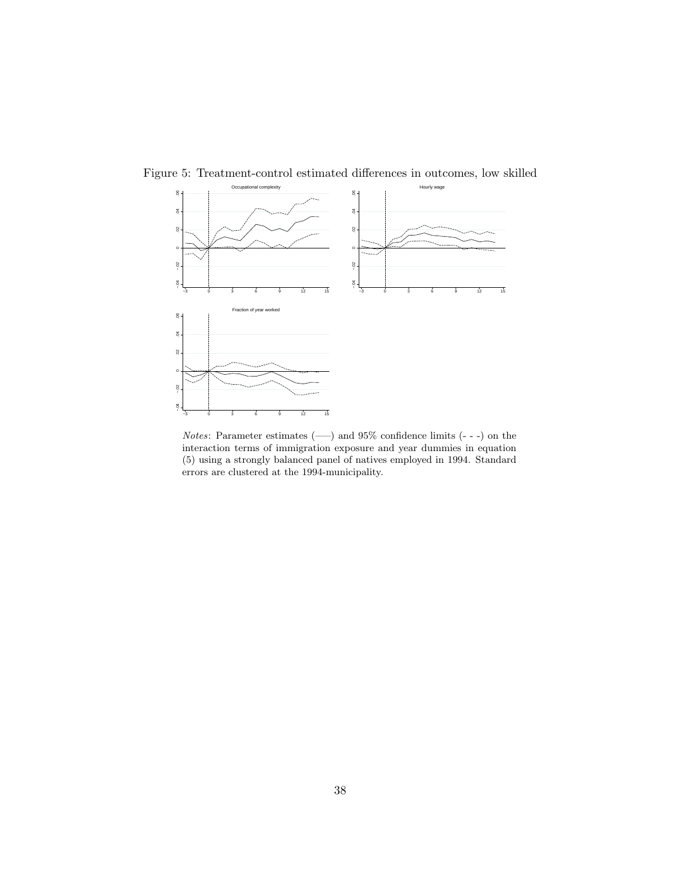Figure 5: Treatment-control estimated differences in outcomes, low skilled

*Notes*: Parameter estimates (—–) and 95% confidence limits (- - -) on the interaction terms of immigration exposure and year dummies in equation (5) using a strongly balanced panel of natives employed in 1994. Standard errors are clustered at the 1994-municipality.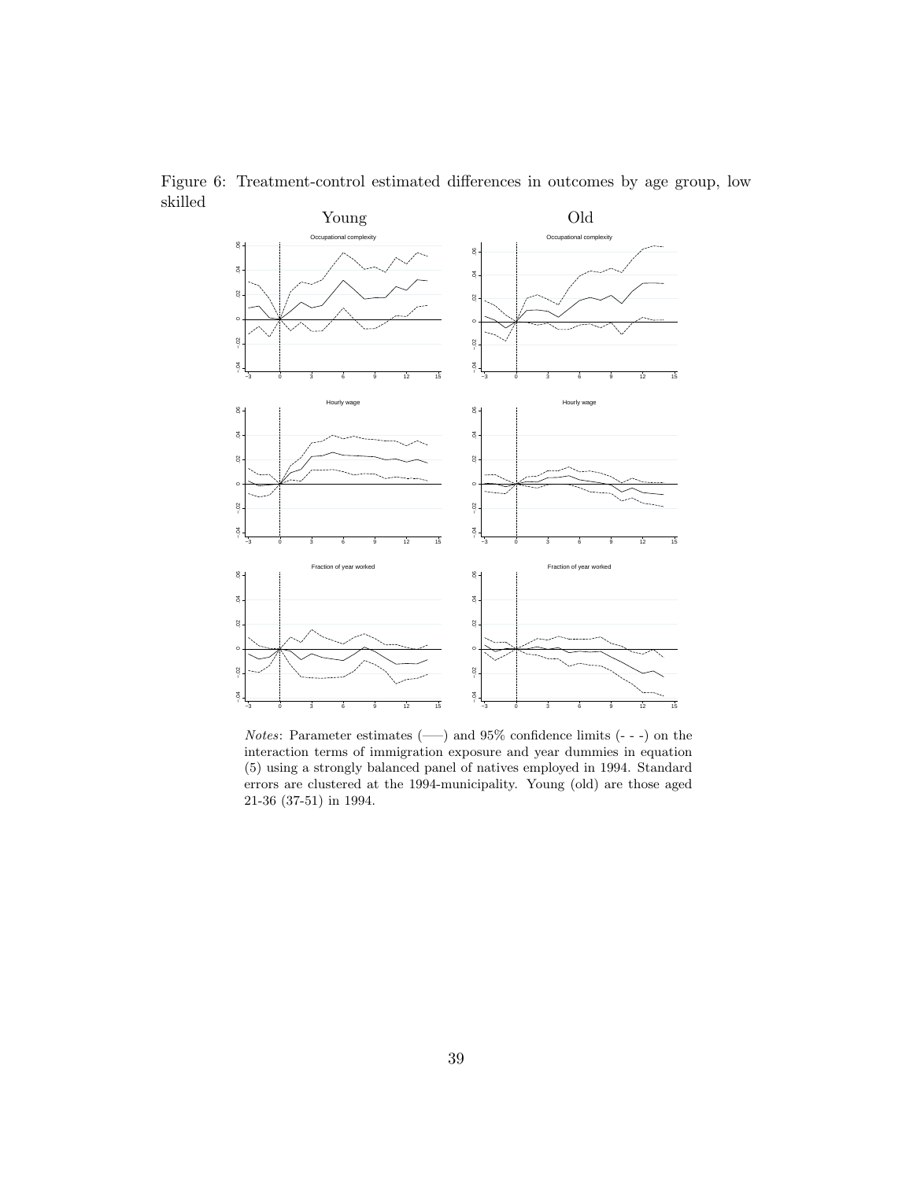Figure 6: Treatment-control estimated differences in outcomes by age group, low skilled

Young

Old

Occupational complexity

Occupational complexity

Hourly wage

Hourly wage

Fraction of year worked

Fraction of year worked

.06

.04

.02

0

−.02

−.04

−3 0 3 6 9 12 15

*Notes*: Parameter estimates (—–) and 95% confidence limits (- - -) on the interaction terms of immigration exposure and year dummies in equation (5) using a strongly balanced panel of natives employed in 1994. Standard errors are clustered at the 1994-municipality. Young (old) are those aged 21-36 (37-51) in 1994.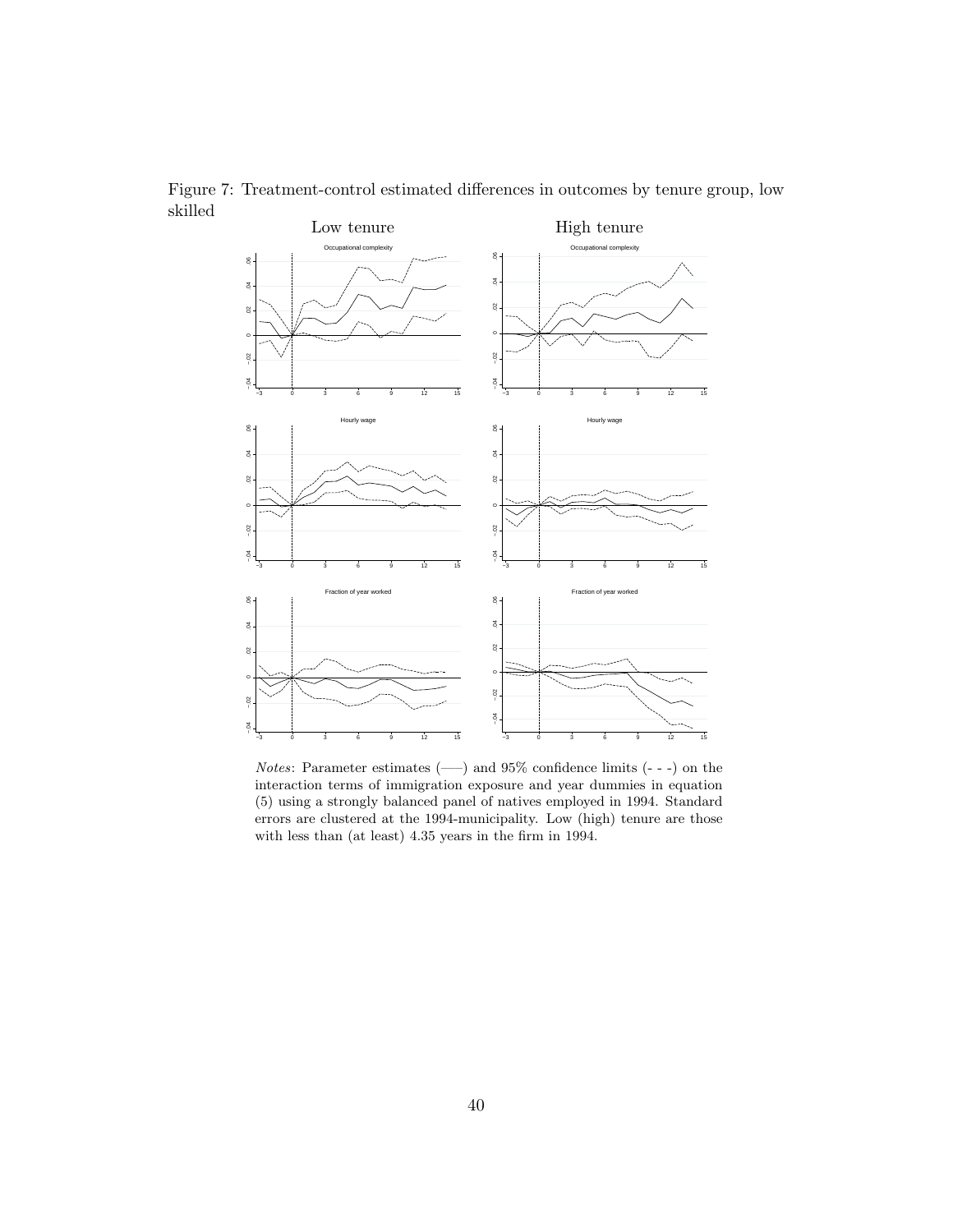Figure 7: Treatment-control estimated differences in outcomes by tenure group, low skilled

Low tenure

High tenure

Occupational complexity

Hourly wage

Fraction of year worked

*Notes*: Parameter estimates (—–) and 95% confidence limits (- - -) on the interaction terms of immigration exposure and year dummies in equation (5) using a strongly balanced panel of natives employed in 1994. Standard errors are clustered at the 1994-municipality. Low (high) tenure are those with less than (at least) 4.35 years in the firm in 1994.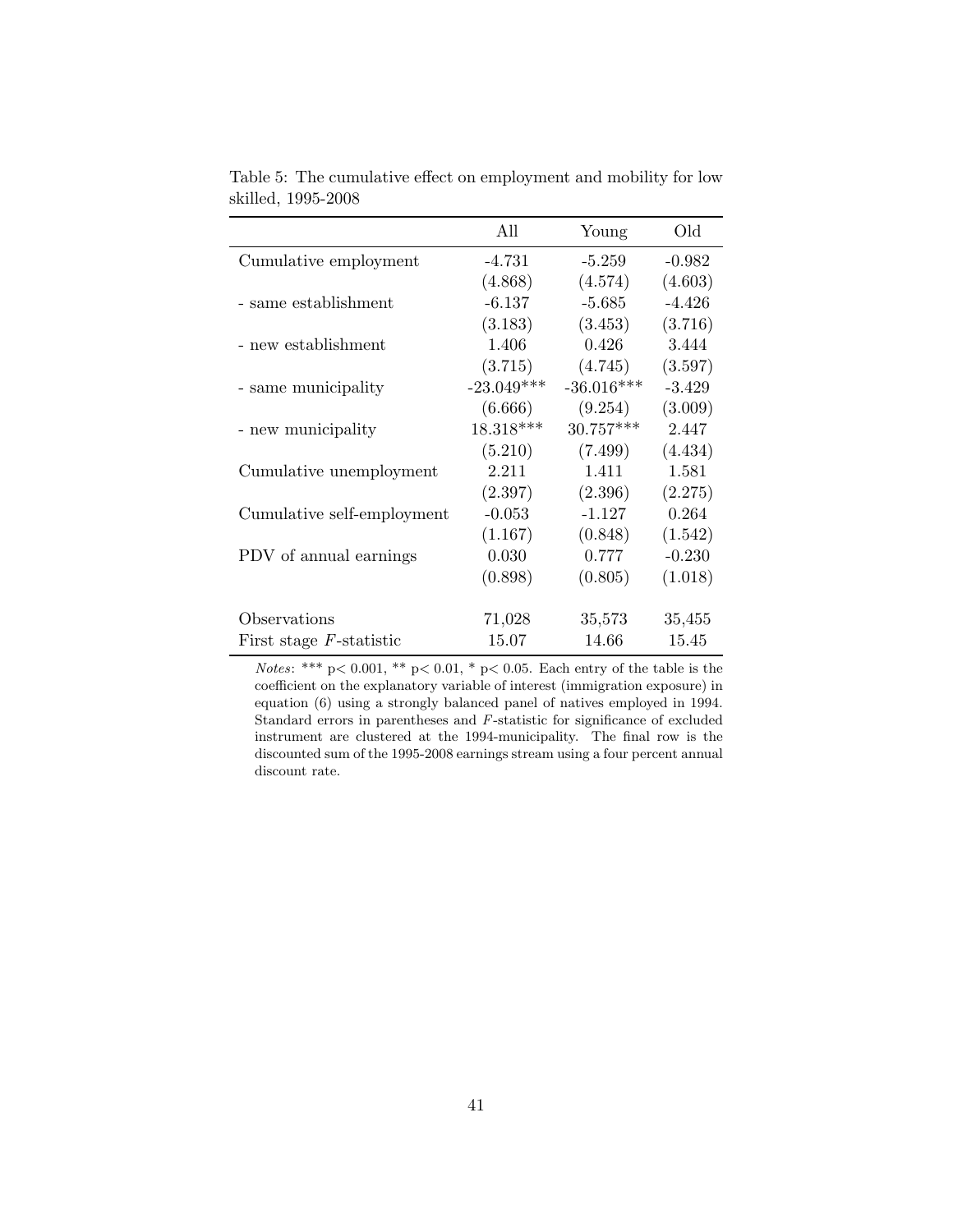Table 5: The cumulative effect on employment and mobility for low skilled, 1995-2008

| | All | Young | Old |
|---|---|---|---|
| Cumulative employment | -4.731 | -5.259 | -0.982 |
| | (4.868) | (4.574) | (4.603) |
| - same establishment | -6.137 | -5.685 | -4.426 |
| | (3.183) | (3.453) | (3.716) |
| - new establishment | 1.406 | 0.426 | 3.444 |
| | (3.715) | (4.745) | (3.597) |
| - same municipality | -23.049*** | -36.016*** | -3.429 |
| | (6.666) | (9.254) | (3.009) |
| - new municipality | 18.318*** | 30.757*** | 2.447 |
| | (5.210) | (7.499) | (4.434) |
| Cumulative unemployment | 2.211 | 1.411 | 1.581 |
| | (2.397) | (2.396) | (2.275) |
| Cumulative self-employment | -0.053 | -1.127 | 0.264 |
| | (1.167) | (0.848) | (1.542) |
| PDV of annual earnings | 0.030 | 0.777 | -0.230 |
| | (0.898) | (0.805) | (1.018) |
| Observations | 71,028 | 35,573 | 35,455 |
| First stage $F$-statistic | 15.07 | 14.66 | 15.45 |

*Notes*: *** p< 0.001, ** p< 0.01, * p< 0.05. Each entry of the table is the coefficient on the explanatory variable of interest (immigration exposure) in equation (6) using a strongly balanced panel of natives employed in 1994. Standard errors in parentheses and $F$-statistic for significance of excluded instrument are clustered at the 1994-municipality. The final row is the discounted sum of the 1995-2008 earnings stream using a four percent annual discount rate.